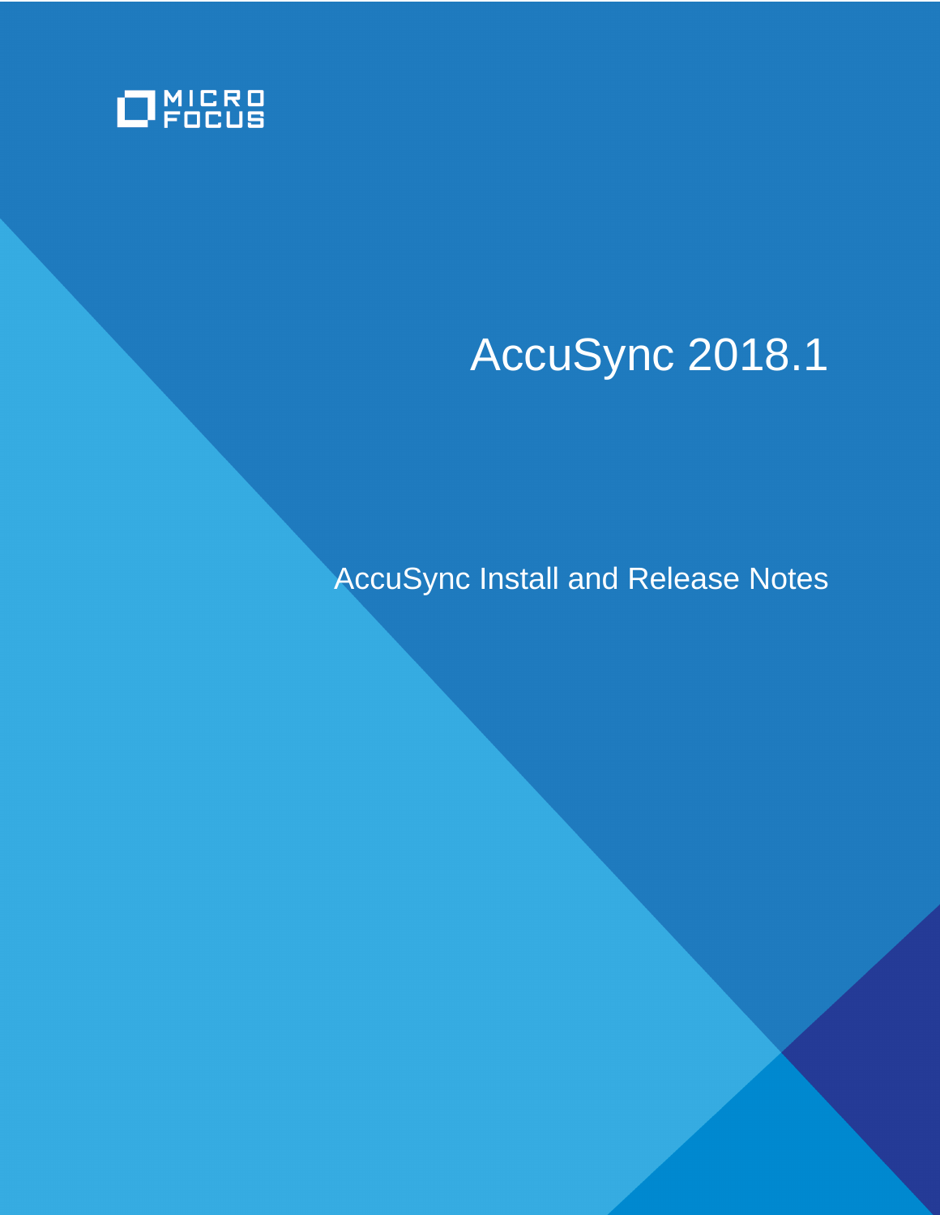MICRO FOCUS

# AccuSync 2018.1

## AccuSync Install and Release Notes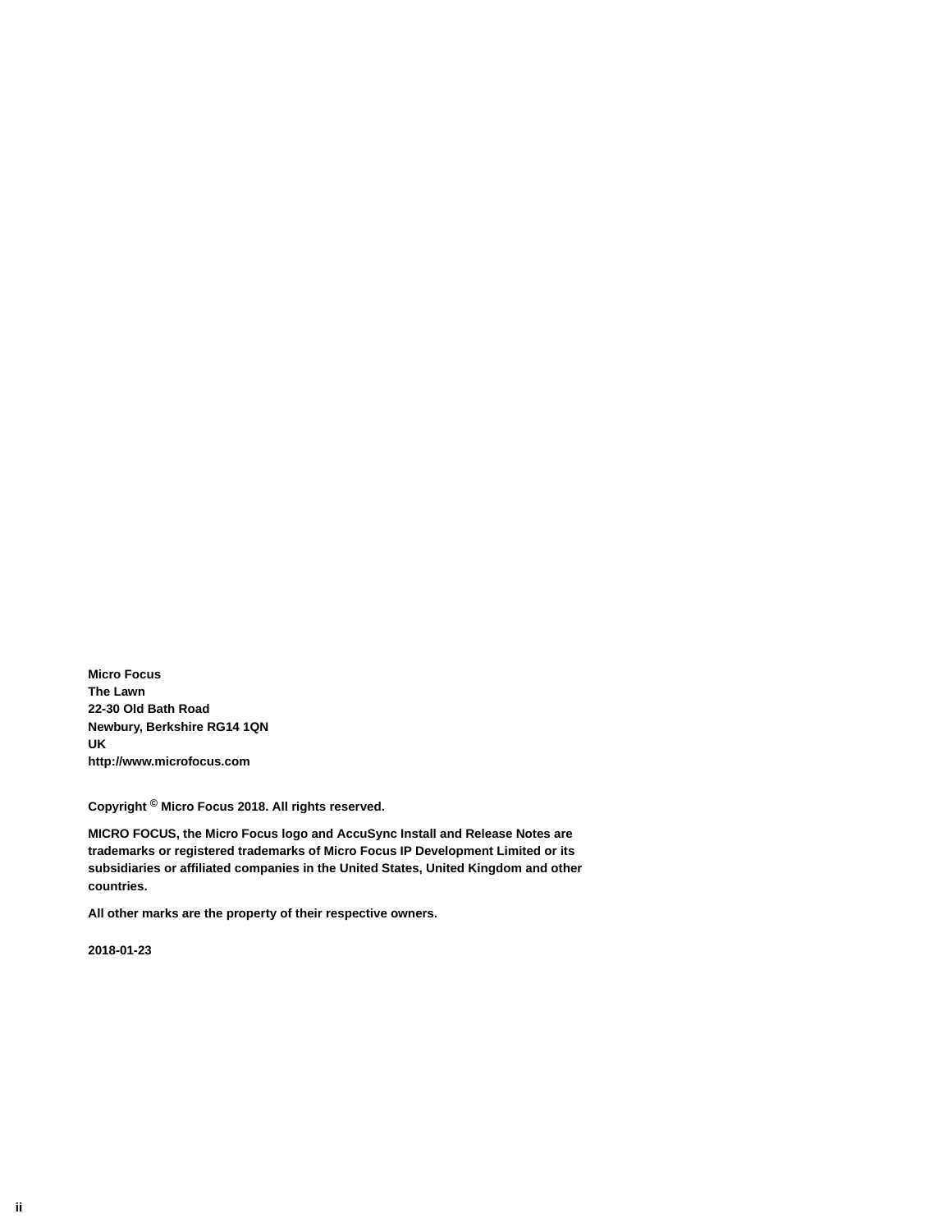**Micro Focus**
**The Lawn**
**22-30 Old Bath Road**
**Newbury, Berkshire RG14 1QN**
**UK**
**http://www.microfocus.com**

**Copyright © Micro Focus 2018. All rights reserved.**

**MICRO FOCUS, the Micro Focus logo and AccuSync Install and Release Notes are trademarks or registered trademarks of Micro Focus IP Development Limited or its subsidiaries or affiliated companies in the United States, United Kingdom and other countries.**

**All other marks are the property of their respective owners.**

**2018-01-23**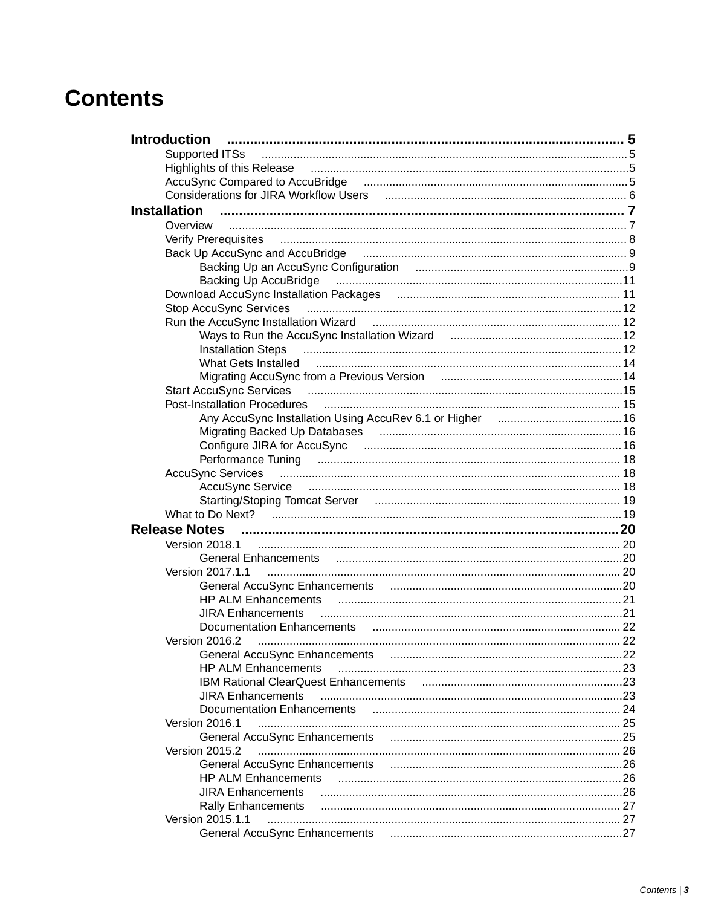# Contents

**Introduction** .......... 5
- Supported ITSs .......... 5
- Highlights of this Release .......... 5
- AccuSync Compared to AccuBridge .......... 5
- Considerations for JIRA Workflow Users .......... 6

**Installation** .......... 7
- Overview .......... 7
- Verify Prerequisites .......... 8
- Back Up AccuSync and AccuBridge .......... 9
  - Backing Up an AccuSync Configuration .......... 9
  - Backing Up AccuBridge .......... 11
- Download AccuSync Installation Packages .......... 11
- Stop AccuSync Services .......... 12
- Run the AccuSync Installation Wizard .......... 12
  - Ways to Run the AccuSync Installation Wizard .......... 12
  - Installation Steps .......... 12
  - What Gets Installed .......... 14
  - Migrating AccuSync from a Previous Version .......... 14
- Start AccuSync Services .......... 15
- Post-Installation Procedures .......... 15
  - Any AccuSync Installation Using AccuRev 6.1 or Higher .......... 16
  - Migrating Backed Up Databases .......... 16
  - Configure JIRA for AccuSync .......... 16
  - Performance Tuning .......... 18
- AccuSync Services .......... 18
  - AccuSync Service .......... 18
  - Starting/Stoping Tomcat Server .......... 19
- What to Do Next? .......... 19

**Release Notes** .......... 20
- Version 2018.1 .......... 20
  - General Enhancements .......... 20
- Version 2017.1.1 .......... 20
  - General AccuSync Enhancements .......... 20
  - HP ALM Enhancements .......... 21
  - JIRA Enhancements .......... 21
  - Documentation Enhancements .......... 22
- Version 2016.2 .......... 22
  - General AccuSync Enhancements .......... 22
  - HP ALM Enhancements .......... 23
  - IBM Rational ClearQuest Enhancements .......... 23
  - JIRA Enhancements .......... 23
  - Documentation Enhancements .......... 24
- Version 2016.1 .......... 25
  - General AccuSync Enhancements .......... 25
- Version 2015.2 .......... 26
  - General AccuSync Enhancements .......... 26
  - HP ALM Enhancements .......... 26
  - JIRA Enhancements .......... 26
  - Rally Enhancements .......... 27
- Version 2015.1.1 .......... 27
  - General AccuSync Enhancements .......... 27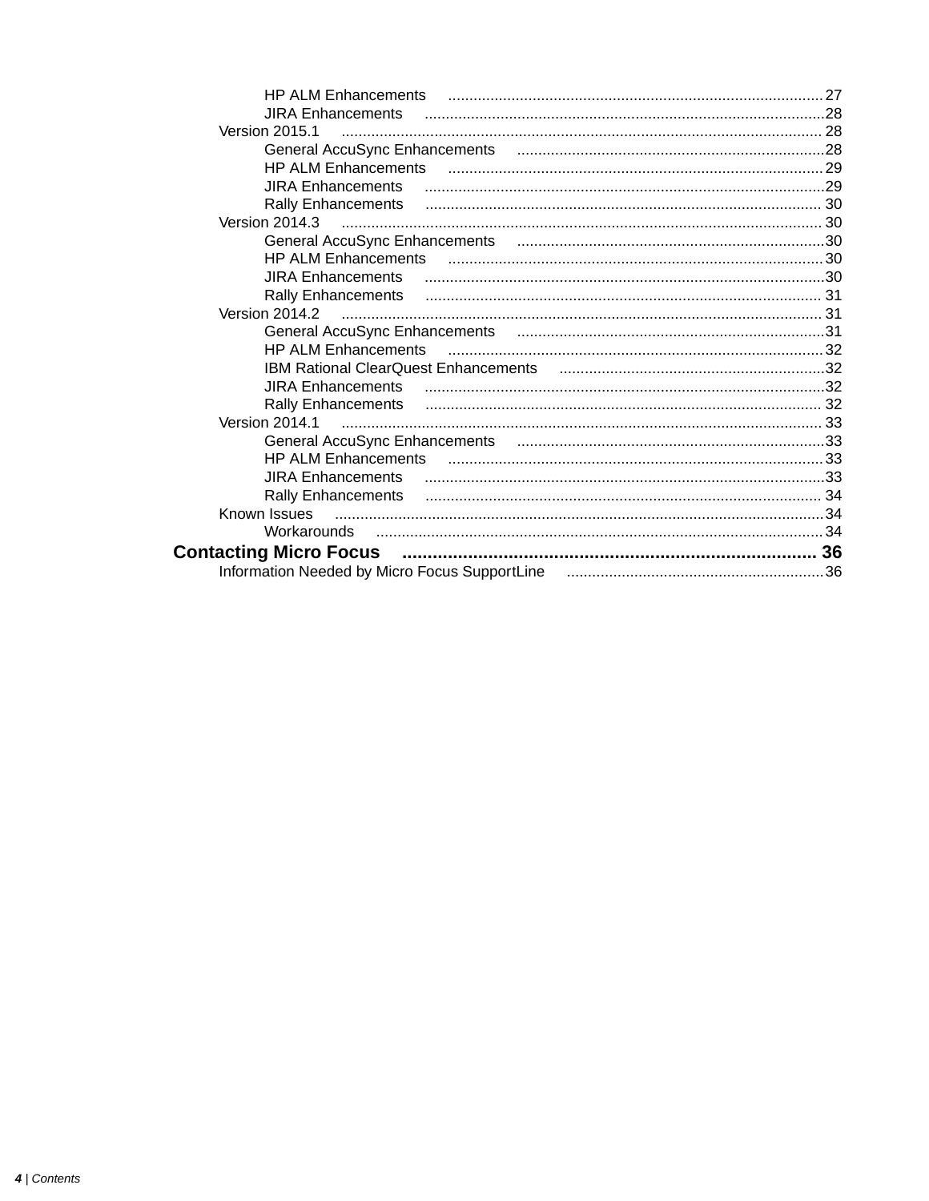- HP ALM Enhancements ........................................................................ 27
- JIRA Enhancements ........................................................................ 28
- Version 2015.1 ........................................................................ 28
  - General AccuSync Enhancements ........................................................................ 28
  - HP ALM Enhancements ........................................................................ 29
  - JIRA Enhancements ........................................................................ 29
  - Rally Enhancements ........................................................................ 30
- Version 2014.3 ........................................................................ 30
  - General AccuSync Enhancements ........................................................................ 30
  - HP ALM Enhancements ........................................................................ 30
  - JIRA Enhancements ........................................................................ 30
  - Rally Enhancements ........................................................................ 31
- Version 2014.2 ........................................................................ 31
  - General AccuSync Enhancements ........................................................................ 31
  - HP ALM Enhancements ........................................................................ 32
  - IBM Rational ClearQuest Enhancements ........................................................................ 32
  - JIRA Enhancements ........................................................................ 32
  - Rally Enhancements ........................................................................ 32
- Version 2014.1 ........................................................................ 33
  - General AccuSync Enhancements ........................................................................ 33
  - HP ALM Enhancements ........................................................................ 33
  - JIRA Enhancements ........................................................................ 33
  - Rally Enhancements ........................................................................ 34
- Known Issues ........................................................................ 34
  - Workarounds ........................................................................ 34

**Contacting Micro Focus ........................................................................ 36**

- Information Needed by Micro Focus SupportLine ........................................................................ 36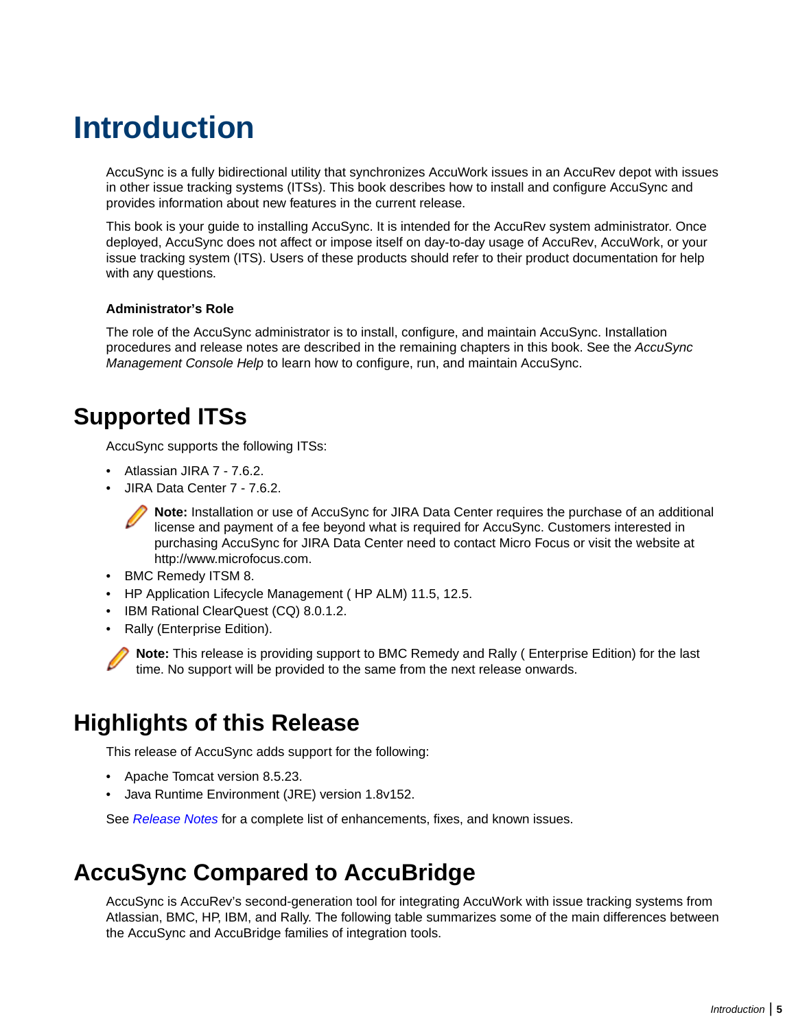# Introduction

AccuSync is a fully bidirectional utility that synchronizes AccuWork issues in an AccuRev depot with issues in other issue tracking systems (ITSs). This book describes how to install and configure AccuSync and provides information about new features in the current release.

This book is your guide to installing AccuSync. It is intended for the AccuRev system administrator. Once deployed, AccuSync does not affect or impose itself on day-to-day usage of AccuRev, AccuWork, or your issue tracking system (ITS). Users of these products should refer to their product documentation for help with any questions.

### Administrator's Role

The role of the AccuSync administrator is to install, configure, and maintain AccuSync. Installation procedures and release notes are described in the remaining chapters in this book. See the *AccuSync Management Console Help* to learn how to configure, run, and maintain AccuSync.

## Supported ITSs

AccuSync supports the following ITSs:

- Atlassian JIRA 7 - 7.6.2.
- JIRA Data Center 7 - 7.6.2.

  **Note:** Installation or use of AccuSync for JIRA Data Center requires the purchase of an additional license and payment of a fee beyond what is required for AccuSync. Customers interested in purchasing AccuSync for JIRA Data Center need to contact Micro Focus or visit the website at http://www.microfocus.com.
- BMC Remedy ITSM 8.
- HP Application Lifecycle Management ( HP ALM) 11.5, 12.5.
- IBM Rational ClearQuest (CQ) 8.0.1.2.
- Rally (Enterprise Edition).

**Note:** This release is providing support to BMC Remedy and Rally ( Enterprise Edition) for the last time. No support will be provided to the same from the next release onwards.

## Highlights of this Release

This release of AccuSync adds support for the following:

- Apache Tomcat version 8.5.23.
- Java Runtime Environment (JRE) version 1.8v152.

See *Release Notes* for a complete list of enhancements, fixes, and known issues.

## AccuSync Compared to AccuBridge

AccuSync is AccuRev's second-generation tool for integrating AccuWork with issue tracking systems from Atlassian, BMC, HP, IBM, and Rally. The following table summarizes some of the main differences between the AccuSync and AccuBridge families of integration tools.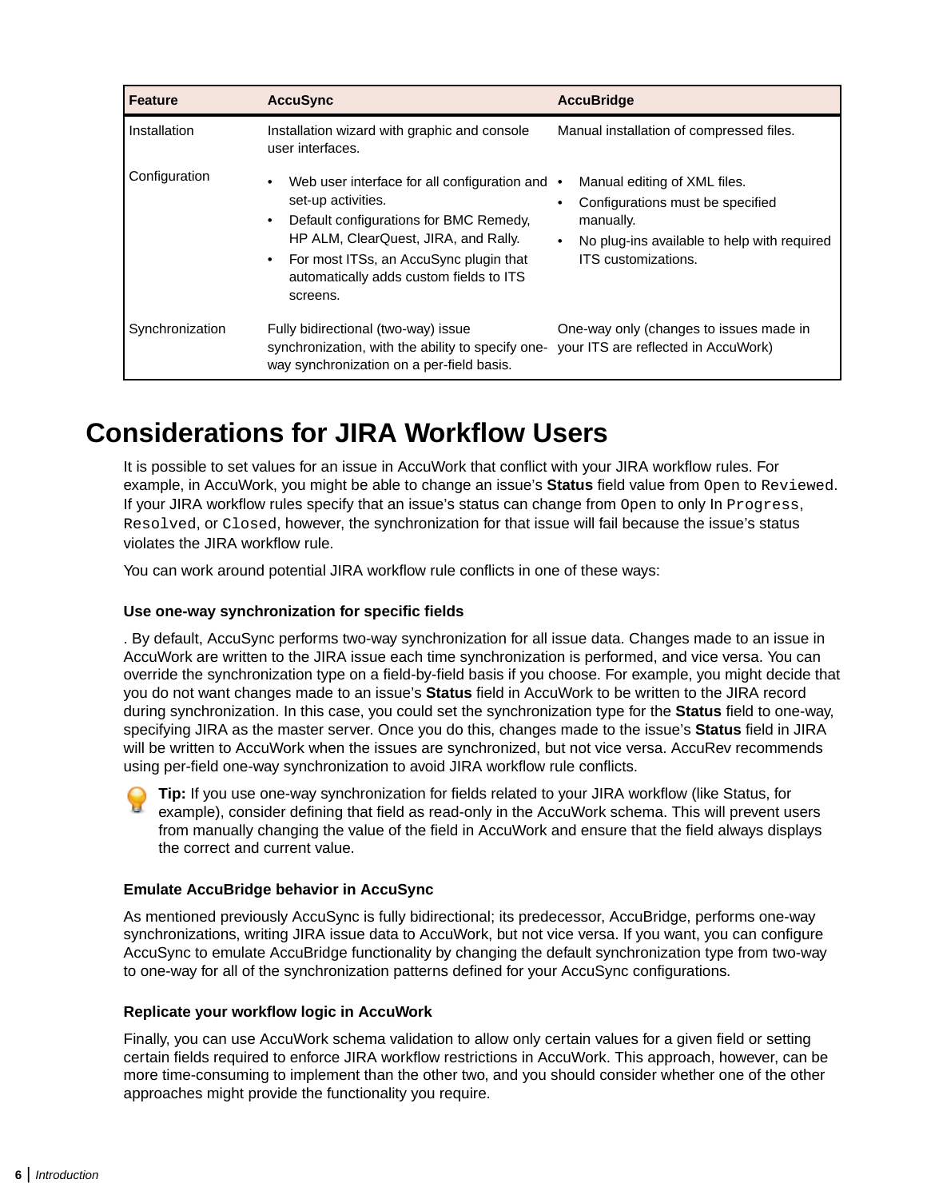| Feature | AccuSync | AccuBridge |
|---|---|---|
| Installation | Installation wizard with graphic and console user interfaces. | Manual installation of compressed files. |
| Configuration | • Web user interface for all configuration and set-up activities.<br>• Default configurations for BMC Remedy, HP ALM, ClearQuest, JIRA, and Rally.<br>• For most ITSs, an AccuSync plugin that automatically adds custom fields to ITS screens. | • Manual editing of XML files.<br>• Configurations must be specified manually.<br>• No plug-ins available to help with required ITS customizations. |
| Synchronization | Fully bidirectional (two-way) issue synchronization, with the ability to specify one-way synchronization on a per-field basis. | One-way only (changes to issues made in your ITS are reflected in AccuWork) |

# Considerations for JIRA Workflow Users

It is possible to set values for an issue in AccuWork that conflict with your JIRA workflow rules. For example, in AccuWork, you might be able to change an issue's **Status** field value from `Open` to `Reviewed`. If your JIRA workflow rules specify that an issue's status can change from `Open` to only In `Progress`, `Resolved`, or `Closed`, however, the synchronization for that issue will fail because the issue's status violates the JIRA workflow rule.

You can work around potential JIRA workflow rule conflicts in one of these ways:

### Use one-way synchronization for specific fields

. By default, AccuSync performs two-way synchronization for all issue data. Changes made to an issue in AccuWork are written to the JIRA issue each time synchronization is performed, and vice versa. You can override the synchronization type on a field-by-field basis if you choose. For example, you might decide that you do not want changes made to an issue's **Status** field in AccuWork to be written to the JIRA record during synchronization. In this case, you could set the synchronization type for the **Status** field to one-way, specifying JIRA as the master server. Once you do this, changes made to the issue's **Status** field in JIRA will be written to AccuWork when the issues are synchronized, but not vice versa. AccuRev recommends using per-field one-way synchronization to avoid JIRA workflow rule conflicts.

**Tip:** If you use one-way synchronization for fields related to your JIRA workflow (like Status, for example), consider defining that field as read-only in the AccuWork schema. This will prevent users from manually changing the value of the field in AccuWork and ensure that the field always displays the correct and current value.

### Emulate AccuBridge behavior in AccuSync

As mentioned previously AccuSync is fully bidirectional; its predecessor, AccuBridge, performs one-way synchronizations, writing JIRA issue data to AccuWork, but not vice versa. If you want, you can configure AccuSync to emulate AccuBridge functionality by changing the default synchronization type from two-way to one-way for all of the synchronization patterns defined for your AccuSync configurations.

### Replicate your workflow logic in AccuWork

Finally, you can use AccuWork schema validation to allow only certain values for a given field or setting certain fields required to enforce JIRA workflow restrictions in AccuWork. This approach, however, can be more time-consuming to implement than the other two, and you should consider whether one of the other approaches might provide the functionality you require.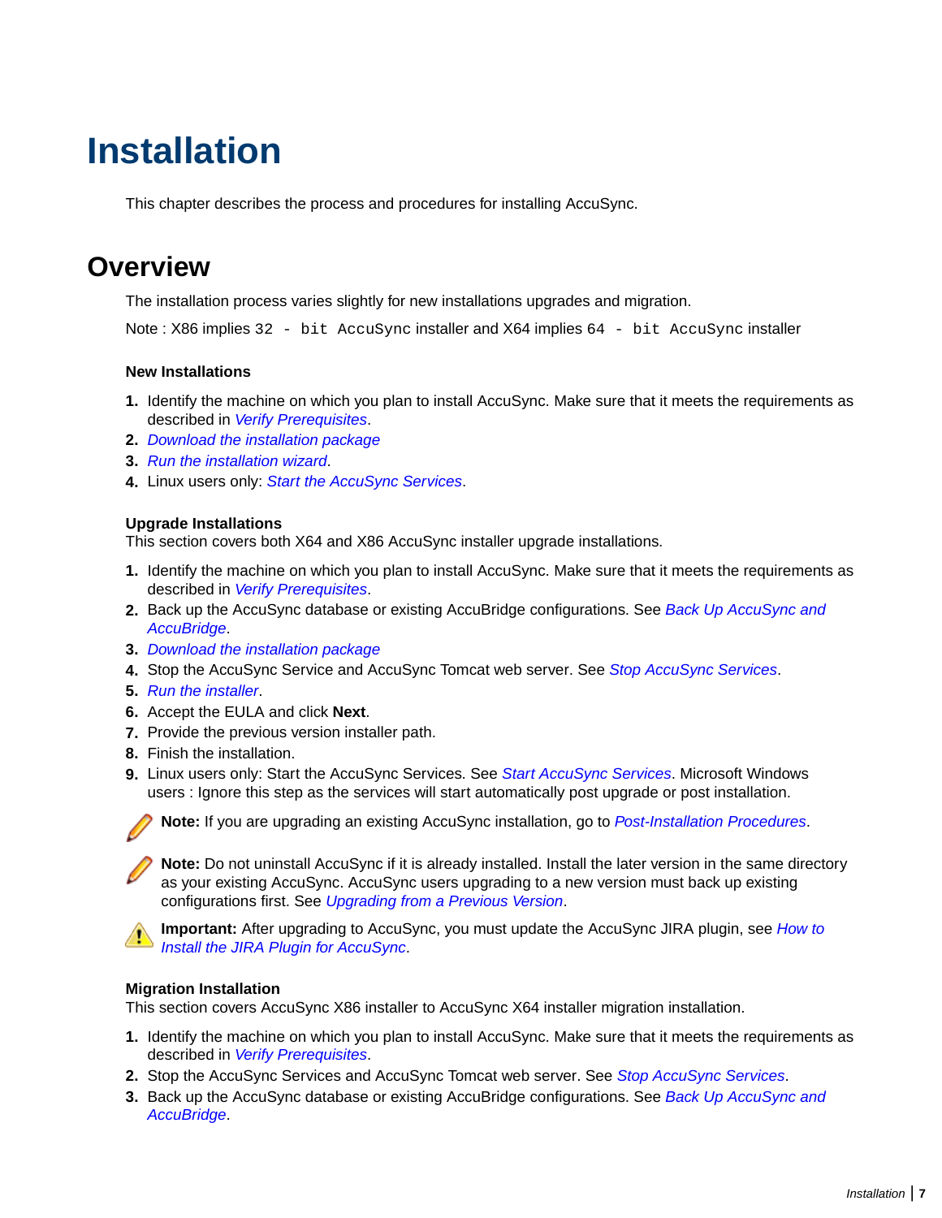# Installation

This chapter describes the process and procedures for installing AccuSync.

## Overview

The installation process varies slightly for new installations upgrades and migration.

Note : X86 implies `32 - bit AccuSync` installer and X64 implies `64 - bit AccuSync` installer

### New Installations

1. Identify the machine on which you plan to install AccuSync. Make sure that it meets the requirements as described in *Verify Prerequisites*.
2. *Download the installation package*
3. *Run the installation wizard*.
4. Linux users only: *Start the AccuSync Services*.

### Upgrade Installations

This section covers both X64 and X86 AccuSync installer upgrade installations.

1. Identify the machine on which you plan to install AccuSync. Make sure that it meets the requirements as described in *Verify Prerequisites*.
2. Back up the AccuSync database or existing AccuBridge configurations. See *Back Up AccuSync and AccuBridge*.
3. *Download the installation package*
4. Stop the AccuSync Service and AccuSync Tomcat web server. See *Stop AccuSync Services*.
5. *Run the installer*.
6. Accept the EULA and click **Next**.
7. Provide the previous version installer path.
8. Finish the installation.
9. Linux users only: Start the AccuSync Services. See *Start AccuSync Services*. Microsoft Windows users : Ignore this step as the services will start automatically post upgrade or post installation.

**Note:** If you are upgrading an existing AccuSync installation, go to *Post-Installation Procedures*.

**Note:** Do not uninstall AccuSync if it is already installed. Install the later version in the same directory as your existing AccuSync. AccuSync users upgrading to a new version must back up existing configurations first. See *Upgrading from a Previous Version*.

**Important:** After upgrading to AccuSync, you must update the AccuSync JIRA plugin, see *How to Install the JIRA Plugin for AccuSync*.

### Migration Installation

This section covers AccuSync X86 installer to AccuSync X64 installer migration installation.

1. Identify the machine on which you plan to install AccuSync. Make sure that it meets the requirements as described in *Verify Prerequisites*.
2. Stop the AccuSync Services and AccuSync Tomcat web server. See *Stop AccuSync Services*.
3. Back up the AccuSync database or existing AccuBridge configurations. See *Back Up AccuSync and AccuBridge*.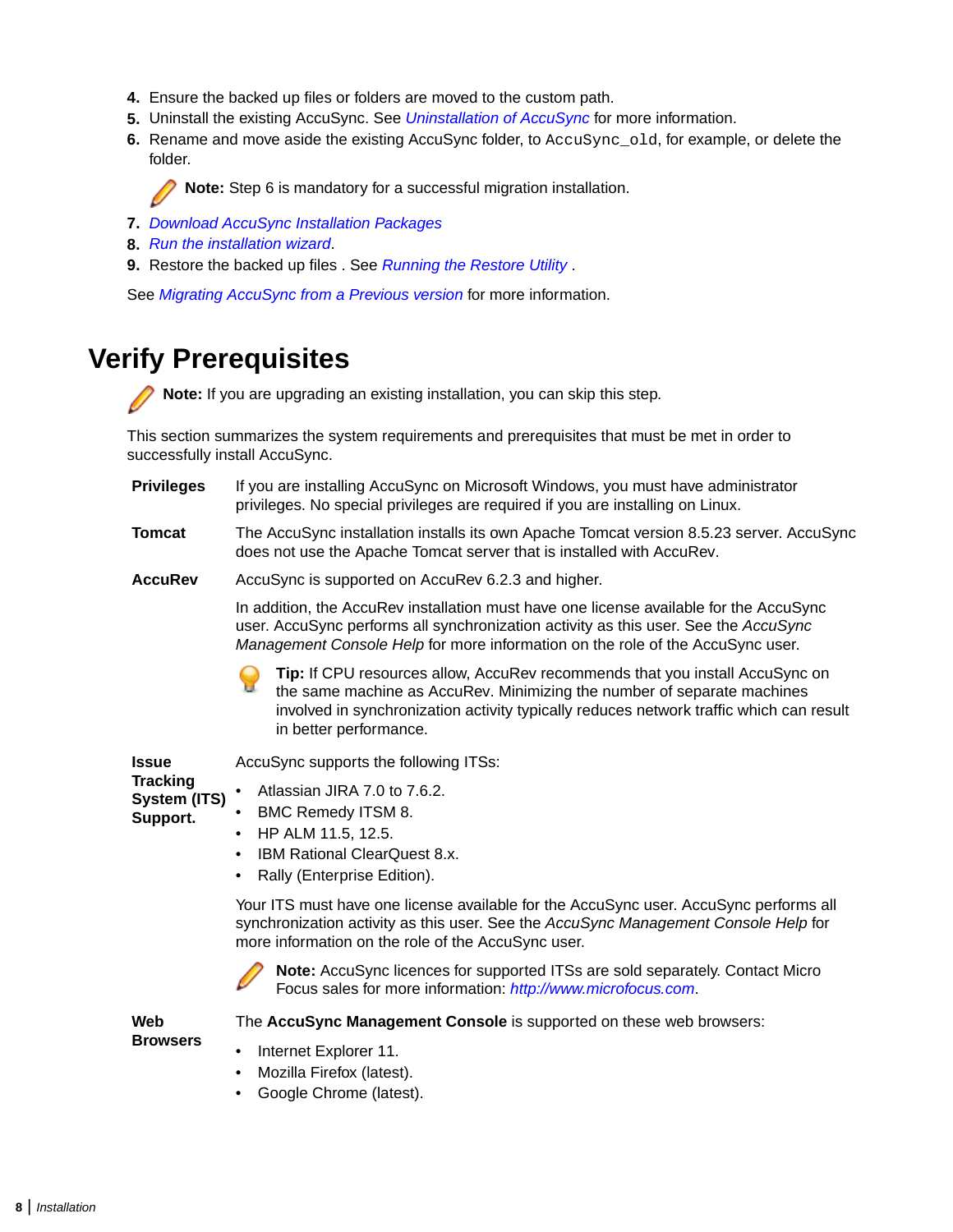4. Ensure the backed up files or folders are moved to the custom path.
5. Uninstall the existing AccuSync. See *Uninstallation of AccuSync* for more information.
6. Rename and move aside the existing AccuSync folder, to `AccuSync_old`, for example, or delete the folder.

   **Note:** Step 6 is mandatory for a successful migration installation.

7. *Download AccuSync Installation Packages*
8. *Run the installation wizard*.
9. Restore the backed up files . See *Running the Restore Utility* .

See *Migrating AccuSync from a Previous version* for more information.

# Verify Prerequisites

**Note:** If you are upgrading an existing installation, you can skip this step.

This section summarizes the system requirements and prerequisites that must be met in order to successfully install AccuSync.

**Privileges**

If you are installing AccuSync on Microsoft Windows, you must have administrator privileges. No special privileges are required if you are installing on Linux.

**Tomcat**

The AccuSync installation installs its own Apache Tomcat version 8.5.23 server. AccuSync does not use the Apache Tomcat server that is installed with AccuRev.

**AccuRev**

AccuSync is supported on AccuRev 6.2.3 and higher.

In addition, the AccuRev installation must have one license available for the AccuSync user. AccuSync performs all synchronization activity as this user. See the *AccuSync Management Console Help* for more information on the role of the AccuSync user.

**Tip:** If CPU resources allow, AccuRev recommends that you install AccuSync on the same machine as AccuRev. Minimizing the number of separate machines involved in synchronization activity typically reduces network traffic which can result in better performance.

**Issue Tracking System (ITS) Support.**

AccuSync supports the following ITSs:

- Atlassian JIRA 7.0 to 7.6.2.
- BMC Remedy ITSM 8.
- HP ALM 11.5, 12.5.
- IBM Rational ClearQuest 8.x.
- Rally (Enterprise Edition).

Your ITS must have one license available for the AccuSync user. AccuSync performs all synchronization activity as this user. See the *AccuSync Management Console Help* for more information on the role of the AccuSync user.

**Note:** AccuSync licences for supported ITSs are sold separately. Contact Micro Focus sales for more information: *http://www.microfocus.com*.

**Web Browsers**

The **AccuSync Management Console** is supported on these web browsers:

- Internet Explorer 11.
- Mozilla Firefox (latest).
- Google Chrome (latest).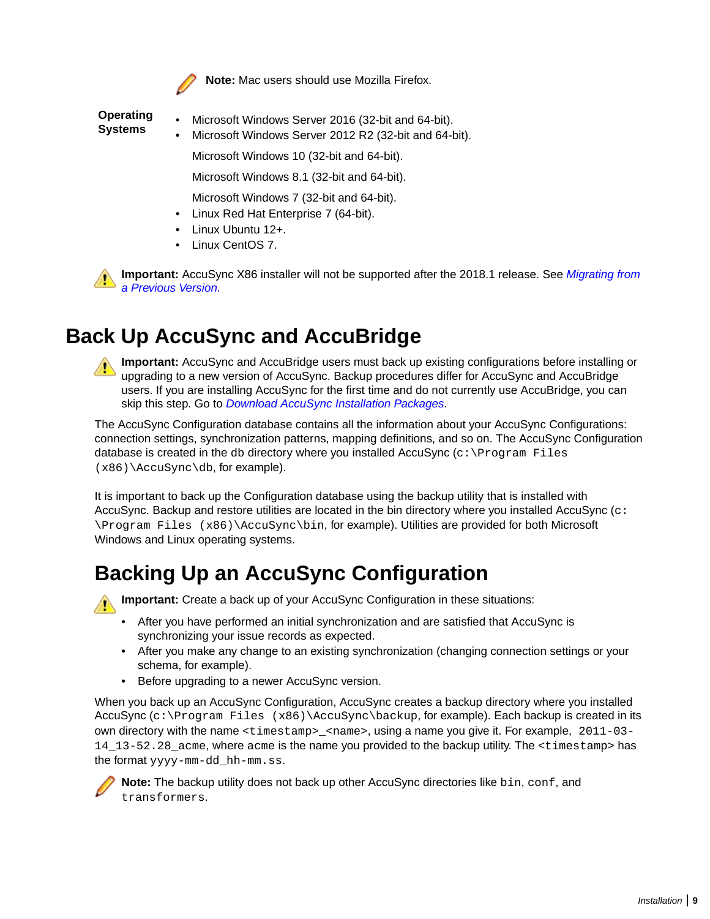**Note:** Mac users should use Mozilla Firefox.

**Operating Systems**

- Microsoft Windows Server 2016 (32-bit and 64-bit).
- Microsoft Windows Server 2012 R2 (32-bit and 64-bit).

  Microsoft Windows 10 (32-bit and 64-bit).

  Microsoft Windows 8.1 (32-bit and 64-bit).

  Microsoft Windows 7 (32-bit and 64-bit).
- Linux Red Hat Enterprise 7 (64-bit).
- Linux Ubuntu 12+.
- Linux CentOS 7.

**Important:** AccuSync X86 installer will not be supported after the 2018.1 release. See *Migrating from a Previous Version.*

# Back Up AccuSync and AccuBridge

**Important:** AccuSync and AccuBridge users must back up existing configurations before installing or upgrading to a new version of AccuSync. Backup procedures differ for AccuSync and AccuBridge users. If you are installing AccuSync for the first time and do not currently use AccuBridge, you can skip this step. Go to *Download AccuSync Installation Packages*.

The AccuSync Configuration database contains all the information about your AccuSync Configurations: connection settings, synchronization patterns, mapping definitions, and so on. The AccuSync Configuration database is created in the db directory where you installed AccuSync (`c:\Program Files (x86)\AccuSync\db`, for example).

It is important to back up the Configuration database using the backup utility that is installed with AccuSync. Backup and restore utilities are located in the bin directory where you installed AccuSync (`c:\Program Files (x86)\AccuSync\bin`, for example). Utilities are provided for both Microsoft Windows and Linux operating systems.

## Backing Up an AccuSync Configuration

**Important:** Create a back up of your AccuSync Configuration in these situations:

- After you have performed an initial synchronization and are satisfied that AccuSync is synchronizing your issue records as expected.
- After you make any change to an existing synchronization (changing connection settings or your schema, for example).
- Before upgrading to a newer AccuSync version.

When you back up an AccuSync Configuration, AccuSync creates a backup directory where you installed AccuSync (`c:\Program Files (x86)\AccuSync\backup`, for example). Each backup is created in its own directory with the name `<timestamp>_<name>`, using a name you give it. For example, `2011-03-14_13-52.28_acme`, where `acme` is the name you provided to the backup utility. The `<timestamp>` has the format `yyyy-mm-dd_hh-mm.ss`.

**Note:** The backup utility does not back up other AccuSync directories like `bin`, `conf`, and `transformers`.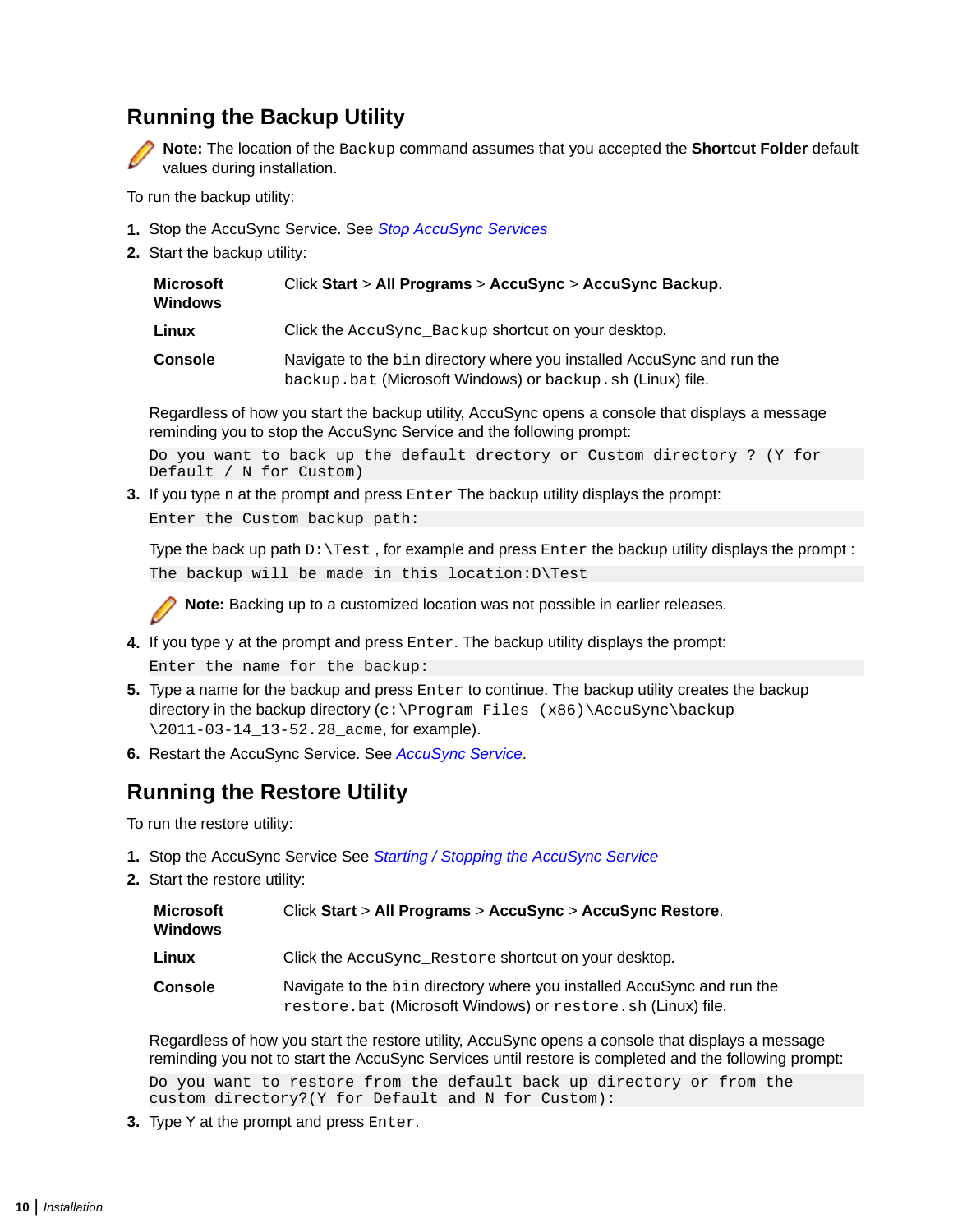## Running the Backup Utility

**Note:** The location of the `Backup` command assumes that you accepted the **Shortcut Folder** default values during installation.

To run the backup utility:

1. Stop the AccuSync Service. See *Stop AccuSync Services*
2. Start the backup utility:

| | |
|---|---|
| **Microsoft Windows** | Click **Start** > **All Programs** > **AccuSync** > **AccuSync Backup**. |
| **Linux** | Click the `AccuSync_Backup` shortcut on your desktop. |
| **Console** | Navigate to the `bin` directory where you installed AccuSync and run the `backup.bat` (Microsoft Windows) or `backup.sh` (Linux) file. |

   Regardless of how you start the backup utility, AccuSync opens a console that displays a message reminding you to stop the AccuSync Service and the following prompt:

```
Do you want to back up the default drectory or Custom directory ? (Y for
Default / N for Custom)
```

3. If you type n at the prompt and press `Enter` The backup utility displays the prompt:

```
Enter the Custom backup path:
```

   Type the back up path `D:\Test` , for example and press `Enter` the backup utility displays the prompt :

```
The backup will be made in this location:D\Test
```

   **Note:** Backing up to a customized location was not possible in earlier releases.

4. If you type y at the prompt and press `Enter`. The backup utility displays the prompt:

```
Enter the name for the backup:
```

5. Type a name for the backup and press `Enter` to continue. The backup utility creates the backup directory in the backup directory (`c:\Program Files (x86)\AccuSync\backup \2011-03-14_13-52.28_acme`, for example).
6. Restart the AccuSync Service. See *AccuSync Service*.

## Running the Restore Utility

To run the restore utility:

1. Stop the AccuSync Service See *Starting / Stopping the AccuSync Service*
2. Start the restore utility:

| | |
|---|---|
| **Microsoft Windows** | Click **Start** > **All Programs** > **AccuSync** > **AccuSync Restore**. |
| **Linux** | Click the `AccuSync_Restore` shortcut on your desktop. |
| **Console** | Navigate to the `bin` directory where you installed AccuSync and run the `restore.bat` (Microsoft Windows) or `restore.sh` (Linux) file. |

   Regardless of how you start the restore utility, AccuSync opens a console that displays a message reminding you not to start the AccuSync Services until restore is completed and the following prompt:

```
Do you want to restore from the default back up directory or from the
custom directory?(Y for Default and N for Custom):
```

3. Type Y at the prompt and press `Enter`.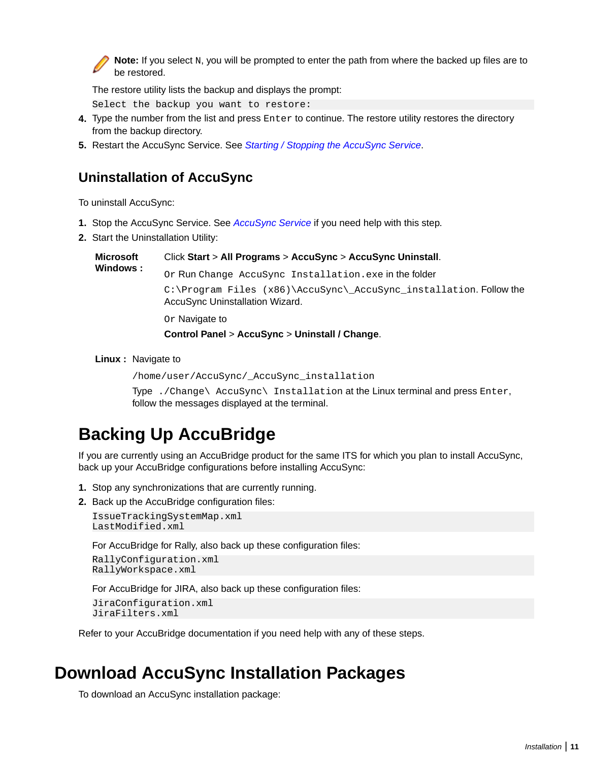**Note:** If you select `N`, you will be prompted to enter the path from where the backed up files are to be restored.

The restore utility lists the backup and displays the prompt:

```
Select the backup you want to restore:
```

4. Type the number from the list and press `Enter` to continue. The restore utility restores the directory from the backup directory.
5. Restart the AccuSync Service. See *Starting / Stopping the AccuSync Service*.

## Uninstallation of AccuSync

To uninstall AccuSync:

1. Stop the AccuSync Service. See *AccuSync Service* if you need help with this step.
2. Start the Uninstallation Utility:

   **Microsoft Windows :** Click **Start** > **All Programs** > **AccuSync** > **AccuSync Uninstall**.

   `Or` Run `Change AccuSync Installation.exe` in the folder `C:\Program Files (x86)\AccuSync\_AccuSync_installation`. Follow the AccuSync Uninstallation Wizard.

   `Or` Navigate to

   **Control Panel** > **AccuSync** > **Uninstall / Change**.

   **Linux :** Navigate to

   `/home/user/AccuSync/_AccuSync_installation`

   Type `./Change\ AccuSync\ Installation` at the Linux terminal and press `Enter`, follow the messages displayed at the terminal.

# Backing Up AccuBridge

If you are currently using an AccuBridge product for the same ITS for which you plan to install AccuSync, back up your AccuBridge configurations before installing AccuSync:

1. Stop any synchronizations that are currently running.
2. Back up the AccuBridge configuration files:

   ```
   IssueTrackingSystemMap.xml
   LastModified.xml
   ```

   For AccuBridge for Rally, also back up these configuration files:

   ```
   RallyConfiguration.xml
   RallyWorkspace.xml
   ```

   For AccuBridge for JIRA, also back up these configuration files:

   ```
   JiraConfiguration.xml
   JiraFilters.xml
   ```

Refer to your AccuBridge documentation if you need help with any of these steps.

# Download AccuSync Installation Packages

To download an AccuSync installation package: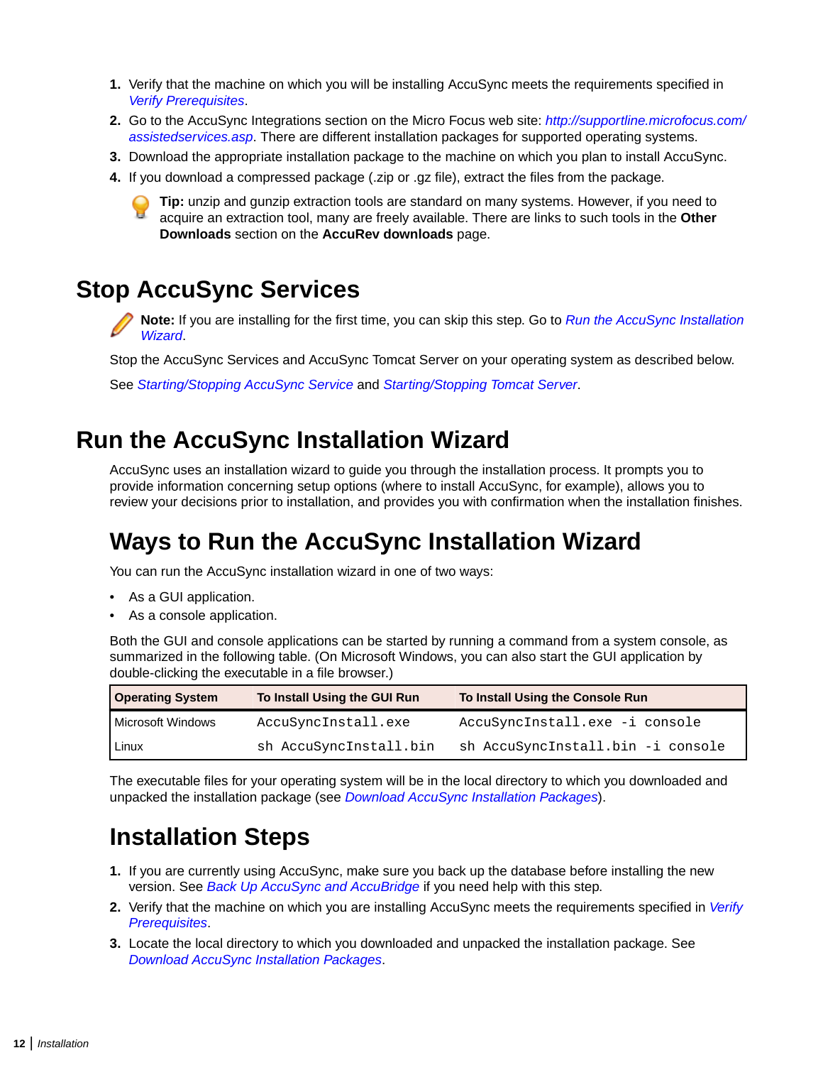1. Verify that the machine on which you will be installing AccuSync meets the requirements specified in *Verify Prerequisites*.
2. Go to the AccuSync Integrations section on the Micro Focus web site: *http://supportline.microfocus.com/assistedservices.asp*. There are different installation packages for supported operating systems.
3. Download the appropriate installation package to the machine on which you plan to install AccuSync.
4. If you download a compressed package (.zip or .gz file), extract the files from the package.

   **Tip:** unzip and gunzip extraction tools are standard on many systems. However, if you need to acquire an extraction tool, many are freely available. There are links to such tools in the **Other Downloads** section on the **AccuRev downloads** page.

# Stop AccuSync Services

**Note:** If you are installing for the first time, you can skip this step. Go to *Run the AccuSync Installation Wizard*.

Stop the AccuSync Services and AccuSync Tomcat Server on your operating system as described below.

See *Starting/Stopping AccuSync Service* and *Starting/Stopping Tomcat Server*.

# Run the AccuSync Installation Wizard

AccuSync uses an installation wizard to guide you through the installation process. It prompts you to provide information concerning setup options (where to install AccuSync, for example), allows you to review your decisions prior to installation, and provides you with confirmation when the installation finishes.

## Ways to Run the AccuSync Installation Wizard

You can run the AccuSync installation wizard in one of two ways:

- As a GUI application.
- As a console application.

Both the GUI and console applications can be started by running a command from a system console, as summarized in the following table. (On Microsoft Windows, you can also start the GUI application by double-clicking the executable in a file browser.)

| Operating System | To Install Using the GUI Run | To Install Using the Console Run |
|---|---|---|
| Microsoft Windows | `AccuSyncInstall.exe` | `AccuSyncInstall.exe -i console` |
| Linux | `sh AccuSyncInstall.bin` | `sh AccuSyncInstall.bin -i console` |

The executable files for your operating system will be in the local directory to which you downloaded and unpacked the installation package (see *Download AccuSync Installation Packages*).

## Installation Steps

1. If you are currently using AccuSync, make sure you back up the database before installing the new version. See *Back Up AccuSync and AccuBridge* if you need help with this step.
2. Verify that the machine on which you are installing AccuSync meets the requirements specified in *Verify Prerequisites*.
3. Locate the local directory to which you downloaded and unpacked the installation package. See *Download AccuSync Installation Packages*.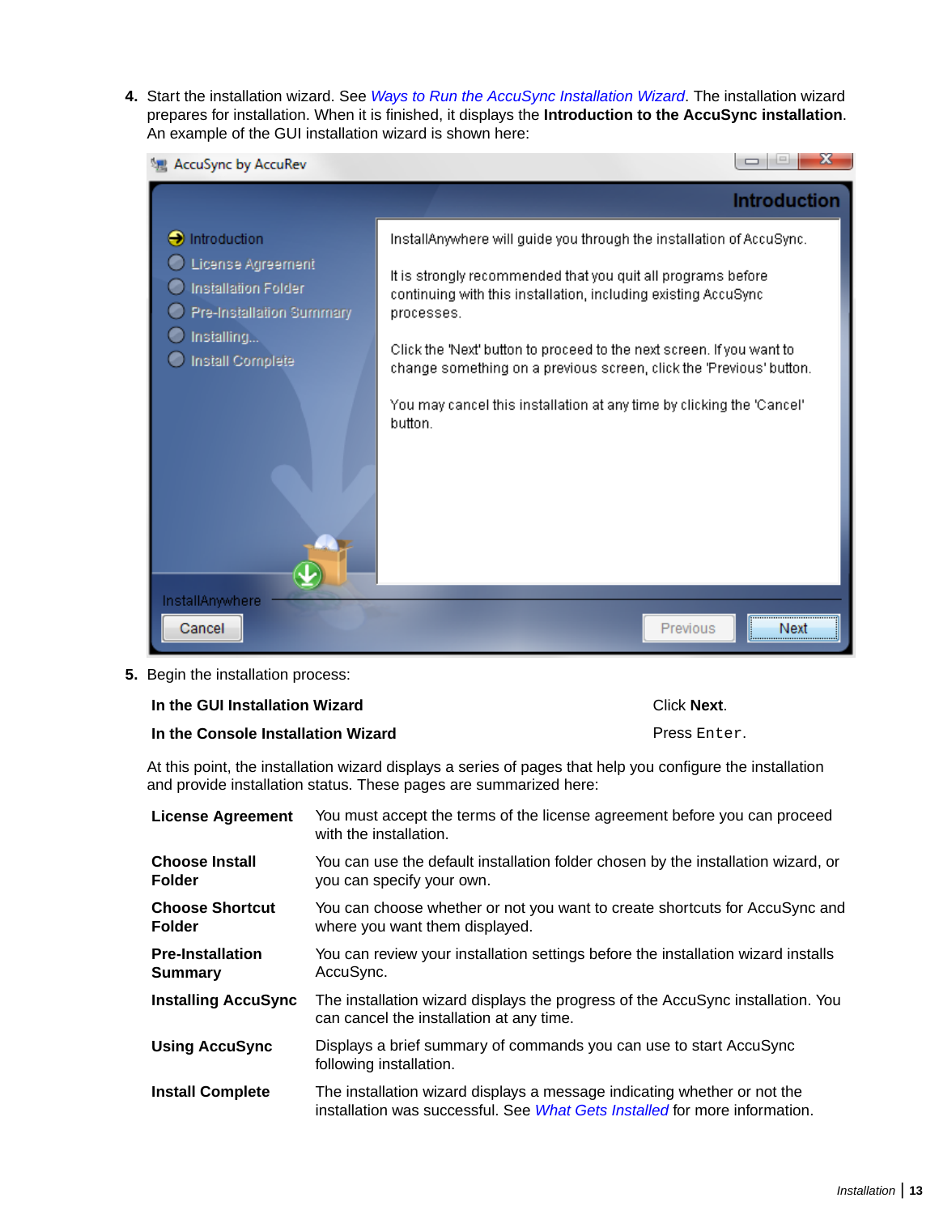4. Start the installation wizard. See *Ways to Run the AccuSync Installation Wizard*. The installation wizard prepares for installation. When it is finished, it displays the **Introduction to the AccuSync installation**. An example of the GUI installation wizard is shown here:

5. Begin the installation process:

| | |
|---|---|
| **In the GUI Installation Wizard** | Click **Next**. |
| **In the Console Installation Wizard** | Press `Enter`. |

At this point, the installation wizard displays a series of pages that help you configure the installation and provide installation status. These pages are summarized here:

| | |
|---|---|
| **License Agreement** | You must accept the terms of the license agreement before you can proceed with the installation. |
| **Choose Install Folder** | You can use the default installation folder chosen by the installation wizard, or you can specify your own. |
| **Choose Shortcut Folder** | You can choose whether or not you want to create shortcuts for AccuSync and where you want them displayed. |
| **Pre-Installation Summary** | You can review your installation settings before the installation wizard installs AccuSync. |
| **Installing AccuSync** | The installation wizard displays the progress of the AccuSync installation. You can cancel the installation at any time. |
| **Using AccuSync** | Displays a brief summary of commands you can use to start AccuSync following installation. |
| **Install Complete** | The installation wizard displays a message indicating whether or not the installation was successful. See *What Gets Installed* for more information. |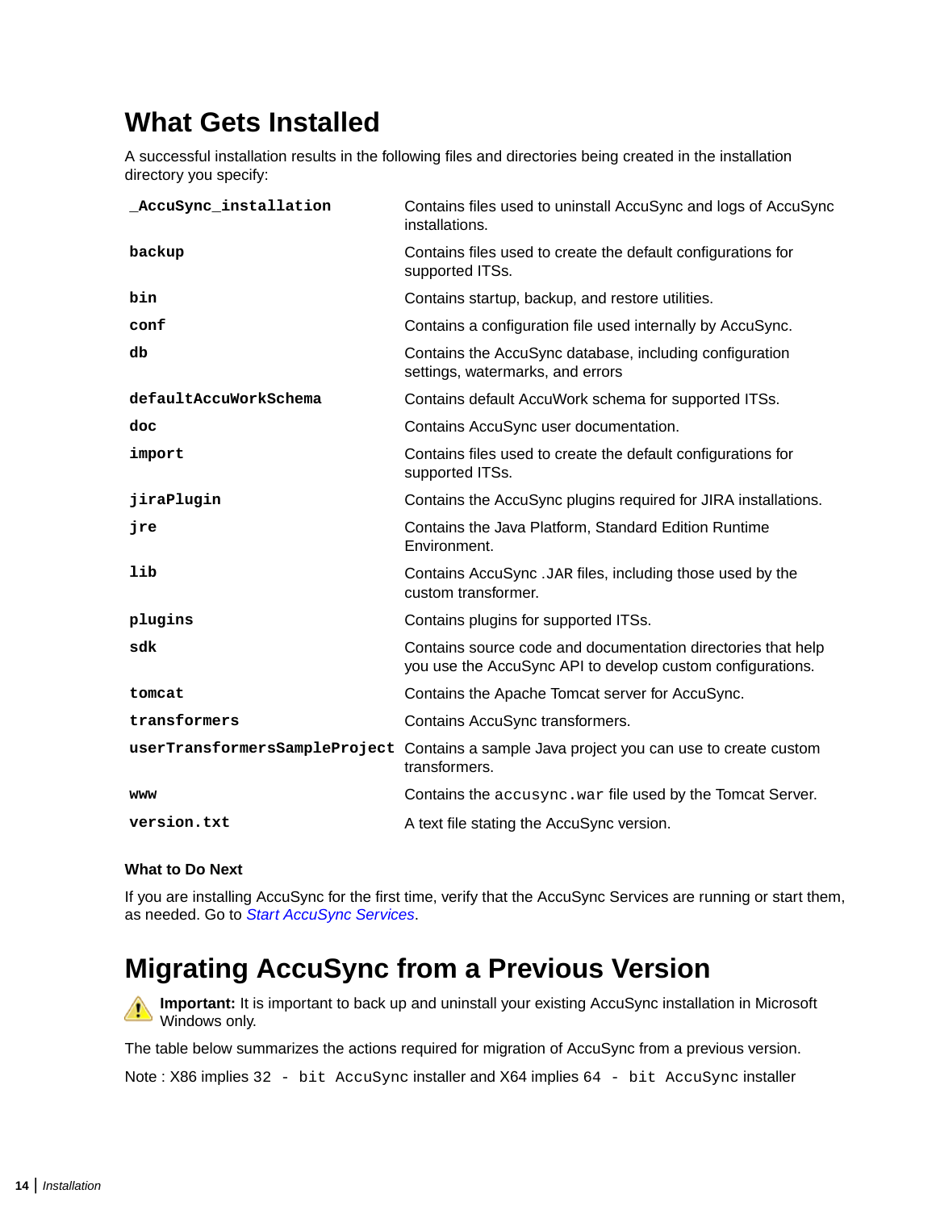# What Gets Installed

A successful installation results in the following files and directories being created in the installation directory you specify:

| | |
|---|---|
| **_AccuSync_installation** | Contains files used to uninstall AccuSync and logs of AccuSync installations. |
| **backup** | Contains files used to create the default configurations for supported ITSs. |
| **bin** | Contains startup, backup, and restore utilities. |
| **conf** | Contains a configuration file used internally by AccuSync. |
| **db** | Contains the AccuSync database, including configuration settings, watermarks, and errors |
| **defaultAccuWorkSchema** | Contains default AccuWork schema for supported ITSs. |
| **doc** | Contains AccuSync user documentation. |
| **import** | Contains files used to create the default configurations for supported ITSs. |
| **jiraPlugin** | Contains the AccuSync plugins required for JIRA installations. |
| **jre** | Contains the Java Platform, Standard Edition Runtime Environment. |
| **lib** | Contains AccuSync `.JAR` files, including those used by the custom transformer. |
| **plugins** | Contains plugins for supported ITSs. |
| **sdk** | Contains source code and documentation directories that help you use the AccuSync API to develop custom configurations. |
| **tomcat** | Contains the Apache Tomcat server for AccuSync. |
| **transformers** | Contains AccuSync transformers. |
| **userTransformersSampleProject** | Contains a sample Java project you can use to create custom transformers. |
| **www** | Contains the `accusync.war` file used by the Tomcat Server. |
| **version.txt** | A text file stating the AccuSync version. |

### What to Do Next

If you are installing AccuSync for the first time, verify that the AccuSync Services are running or start them, as needed. Go to *Start AccuSync Services*.

# Migrating AccuSync from a Previous Version

**Important:** It is important to back up and uninstall your existing AccuSync installation in Microsoft Windows only.

The table below summarizes the actions required for migration of AccuSync from a previous version.

Note : X86 implies `32 - bit AccuSync` installer and X64 implies `64 - bit AccuSync` installer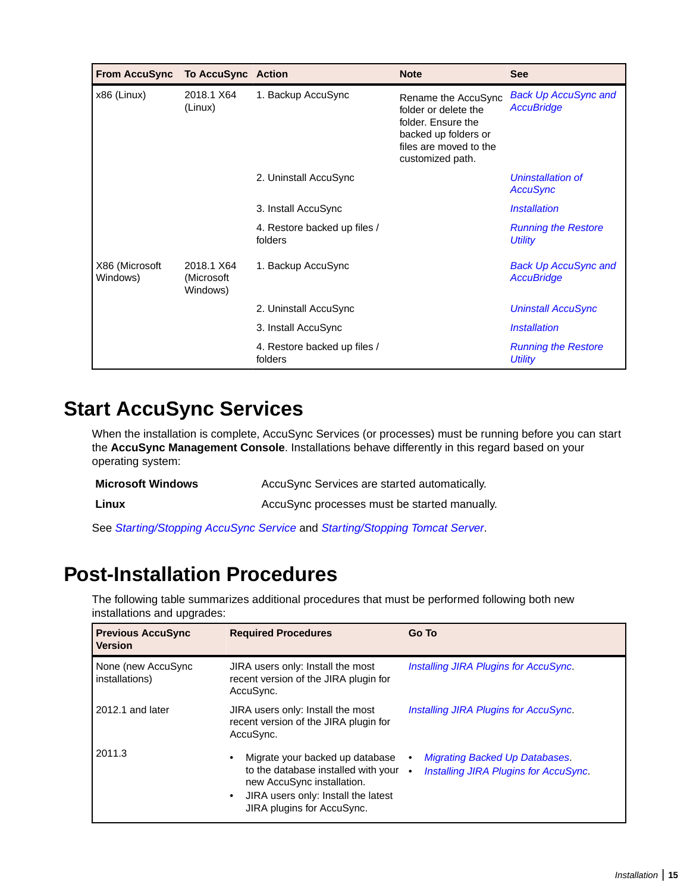| From AccuSync | To AccuSync | Action | Note | See |
|---|---|---|---|---|
| x86 (Linux) | 2018.1 X64 (Linux) | 1. Backup AccuSync | Rename the AccuSync folder or delete the folder. Ensure the backed up folders or files are moved to the customized path. | *Back Up AccuSync and AccuBridge* |
| | | 2. Uninstall AccuSync | | *Uninstallation of AccuSync* |
| | | 3. Install AccuSync | | *Installation* |
| | | 4. Restore backed up files / folders | | *Running the Restore Utility* |
| X86 (Microsoft Windows) | 2018.1 X64 (Microsoft Windows) | 1. Backup AccuSync | | *Back Up AccuSync and AccuBridge* |
| | | 2. Uninstall AccuSync | | *Uninstall AccuSync* |
| | | 3. Install AccuSync | | *Installation* |
| | | 4. Restore backed up files / folders | | *Running the Restore Utility* |

# Start AccuSync Services

When the installation is complete, AccuSync Services (or processes) must be running before you can start the **AccuSync Management Console**. Installations behave differently in this regard based on your operating system:

| | |
|---|---|
| **Microsoft Windows** | AccuSync Services are started automatically. |
| **Linux** | AccuSync processes must be started manually. |

See *Starting/Stopping AccuSync Service* and *Starting/Stopping Tomcat Server*.

# Post-Installation Procedures

The following table summarizes additional procedures that must be performed following both new installations and upgrades:

| Previous AccuSync Version | Required Procedures | Go To |
|---|---|---|
| None (new AccuSync installations) | JIRA users only: Install the most recent version of the JIRA plugin for AccuSync. | *Installing JIRA Plugins for AccuSync*. |
| 2012.1 and later | JIRA users only: Install the most recent version of the JIRA plugin for AccuSync. | *Installing JIRA Plugins for AccuSync*. |
| 2011.3 | • Migrate your backed up database to the database installed with your new AccuSync installation.<br>• JIRA users only: Install the latest JIRA plugins for AccuSync. | • *Migrating Backed Up Databases*.<br>• *Installing JIRA Plugins for AccuSync*. |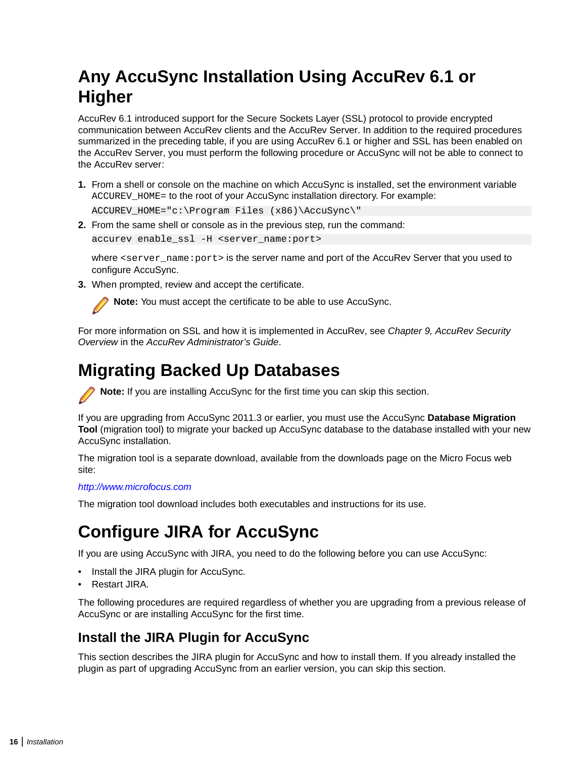# Any AccuSync Installation Using AccuRev 6.1 or Higher

AccuRev 6.1 introduced support for the Secure Sockets Layer (SSL) protocol to provide encrypted communication between AccuRev clients and the AccuRev Server. In addition to the required procedures summarized in the preceding table, if you are using AccuRev 6.1 or higher and SSL has been enabled on the AccuRev Server, you must perform the following procedure or AccuSync will not be able to connect to the AccuRev server:

1. From a shell or console on the machine on which AccuSync is installed, set the environment variable `ACCUREV_HOME=` to the root of your AccuSync installation directory. For example:

   ```
   ACCUREV_HOME="c:\Program Files (x86)\AccuSync\"
   ```

2. From the same shell or console as in the previous step, run the command:

   ```
   accurev enable_ssl -H <server_name:port>
   ```

   where `<server_name:port>` is the server name and port of the AccuRev Server that you used to configure AccuSync.

3. When prompted, review and accept the certificate.

   **Note:** You must accept the certificate to be able to use AccuSync.

For more information on SSL and how it is implemented in AccuRev, see *Chapter 9, AccuRev Security Overview* in the *AccuRev Administrator's Guide*.

# Migrating Backed Up Databases

**Note:** If you are installing AccuSync for the first time you can skip this section.

If you are upgrading from AccuSync 2011.3 or earlier, you must use the AccuSync **Database Migration Tool** (migration tool) to migrate your backed up AccuSync database to the database installed with your new AccuSync installation.

The migration tool is a separate download, available from the downloads page on the Micro Focus web site:

*http://www.microfocus.com*

The migration tool download includes both executables and instructions for its use.

# Configure JIRA for AccuSync

If you are using AccuSync with JIRA, you need to do the following before you can use AccuSync:

- Install the JIRA plugin for AccuSync.
- Restart JIRA.

The following procedures are required regardless of whether you are upgrading from a previous release of AccuSync or are installing AccuSync for the first time.

## Install the JIRA Plugin for AccuSync

This section describes the JIRA plugin for AccuSync and how to install them. If you already installed the plugin as part of upgrading AccuSync from an earlier version, you can skip this section.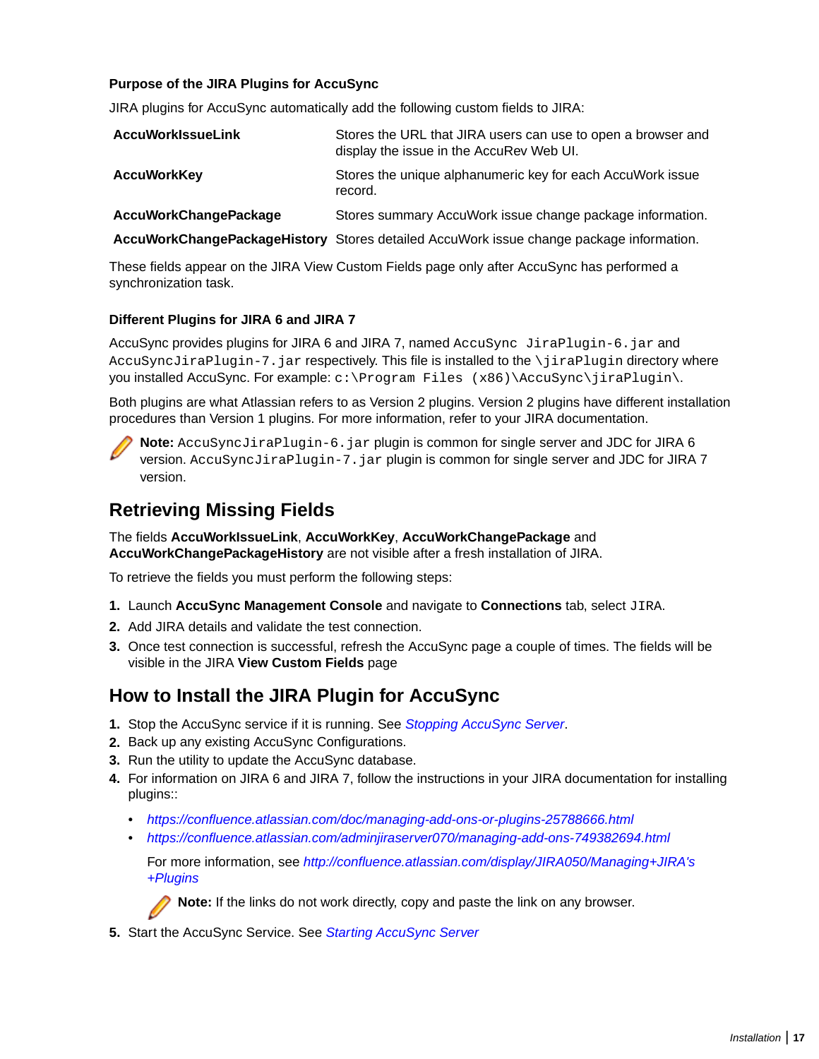### Purpose of the JIRA Plugins for AccuSync

JIRA plugins for AccuSync automatically add the following custom fields to JIRA:

| | |
|---|---|
| **AccuWorkIssueLink** | Stores the URL that JIRA users can use to open a browser and display the issue in the AccuRev Web UI. |
| **AccuWorkKey** | Stores the unique alphanumeric key for each AccuWork issue record. |
| **AccuWorkChangePackage** | Stores summary AccuWork issue change package information. |
| **AccuWorkChangePackageHistory** | Stores detailed AccuWork issue change package information. |

These fields appear on the JIRA View Custom Fields page only after AccuSync has performed a synchronization task.

### Different Plugins for JIRA 6 and JIRA 7

AccuSync provides plugins for JIRA 6 and JIRA 7, named `AccuSync JiraPlugin-6.jar` and `AccuSyncJiraPlugin-7.jar` respectively. This file is installed to the `\jiraPlugin` directory where you installed AccuSync. For example: `c:\Program Files (x86)\AccuSync\jiraPlugin\`.

Both plugins are what Atlassian refers to as Version 2 plugins. Version 2 plugins have different installation procedures than Version 1 plugins. For more information, refer to your JIRA documentation.

**Note:** `AccuSyncJiraPlugin-6.jar` plugin is common for single server and JDC for JIRA 6 version. `AccuSyncJiraPlugin-7.jar` plugin is common for single server and JDC for JIRA 7 version.

## Retrieving Missing Fields

The fields **AccuWorkIssueLink**, **AccuWorkKey**, **AccuWorkChangePackage** and **AccuWorkChangePackageHistory** are not visible after a fresh installation of JIRA.

To retrieve the fields you must perform the following steps:

1. Launch **AccuSync Management Console** and navigate to **Connections** tab, select `JIRA`.
2. Add JIRA details and validate the test connection.
3. Once test connection is successful, refresh the AccuSync page a couple of times. The fields will be visible in the JIRA **View Custom Fields** page

## How to Install the JIRA Plugin for AccuSync

1. Stop the AccuSync service if it is running. See *Stopping AccuSync Server*.
2. Back up any existing AccuSync Configurations.
3. Run the utility to update the AccuSync database.
4. For information on JIRA 6 and JIRA 7, follow the instructions in your JIRA documentation for installing plugins::
   - *https://confluence.atlassian.com/doc/managing-add-ons-or-plugins-25788666.html*
   - *https://confluence.atlassian.com/adminjiraserver070/managing-add-ons-749382694.html*

   For more information, see *http://confluence.atlassian.com/display/JIRA050/Managing+JIRA's +Plugins*

   **Note:** If the links do not work directly, copy and paste the link on any browser.
5. Start the AccuSync Service. See *Starting AccuSync Server*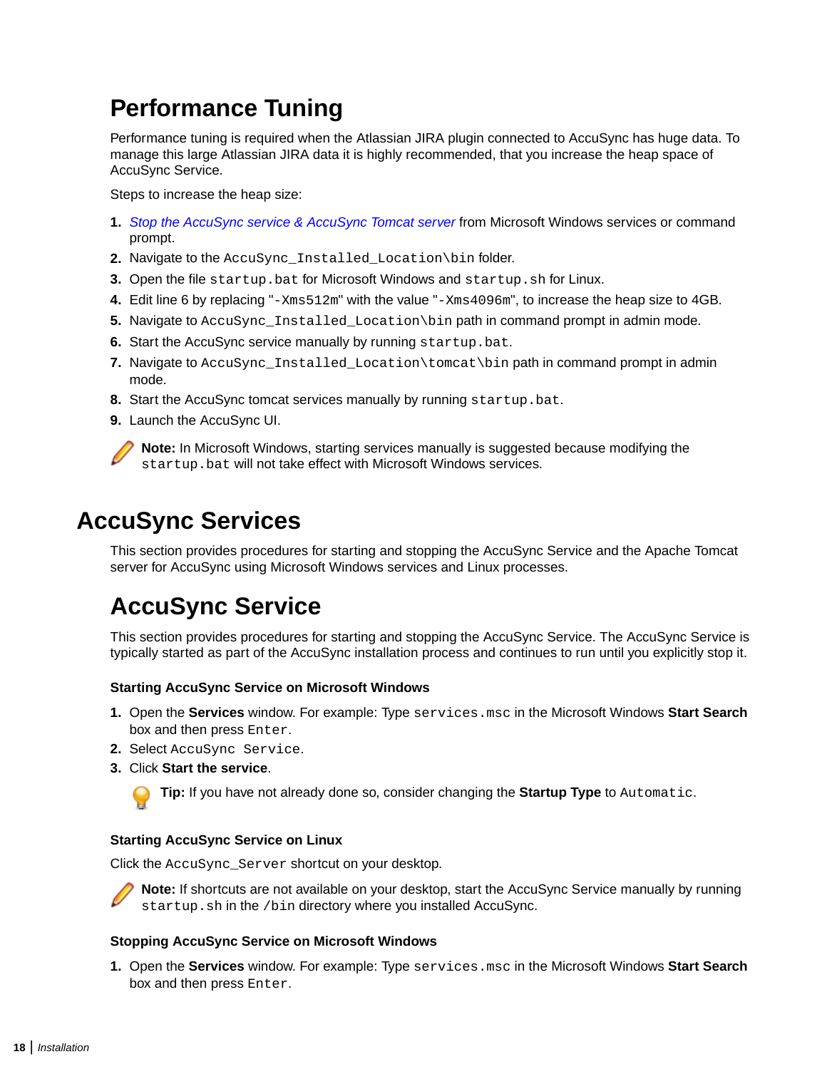## Performance Tuning

Performance tuning is required when the Atlassian JIRA plugin connected to AccuSync has huge data. To manage this large Atlassian JIRA data it is highly recommended, that you increase the heap space of AccuSync Service.

Steps to increase the heap size:

1. *Stop the AccuSync service & AccuSync Tomcat server* from Microsoft Windows services or command prompt.
2. Navigate to the `AccuSync_Installed_Location\bin` folder.
3. Open the file `startup.bat` for Microsoft Windows and `startup.sh` for Linux.
4. Edit line 6 by replacing "`-Xms512m`" with the value "`-Xms4096m`", to increase the heap size to 4GB.
5. Navigate to `AccuSync_Installed_Location\bin` path in command prompt in admin mode.
6. Start the AccuSync service manually by running `startup.bat`.
7. Navigate to `AccuSync_Installed_Location\tomcat\bin` path in command prompt in admin mode.
8. Start the AccuSync tomcat services manually by running `startup.bat`.
9. Launch the AccuSync UI.

**Note:** In Microsoft Windows, starting services manually is suggested because modifying the `startup.bat` will not take effect with Microsoft Windows services.

# AccuSync Services

This section provides procedures for starting and stopping the AccuSync Service and the Apache Tomcat server for AccuSync using Microsoft Windows services and Linux processes.

## AccuSync Service

This section provides procedures for starting and stopping the AccuSync Service. The AccuSync Service is typically started as part of the AccuSync installation process and continues to run until you explicitly stop it.

#### Starting AccuSync Service on Microsoft Windows

1. Open the **Services** window. For example: Type `services.msc` in the Microsoft Windows **Start Search** box and then press `Enter`.
2. Select `AccuSync Service`.
3. Click **Start the service**.

   **Tip:** If you have not already done so, consider changing the **Startup Type** to `Automatic`.

#### Starting AccuSync Service on Linux

Click the `AccuSync_Server` shortcut on your desktop.

**Note:** If shortcuts are not available on your desktop, start the AccuSync Service manually by running `startup.sh` in the `/bin` directory where you installed AccuSync.

#### Stopping AccuSync Service on Microsoft Windows

1. Open the **Services** window. For example: Type `services.msc` in the Microsoft Windows **Start Search** box and then press `Enter`.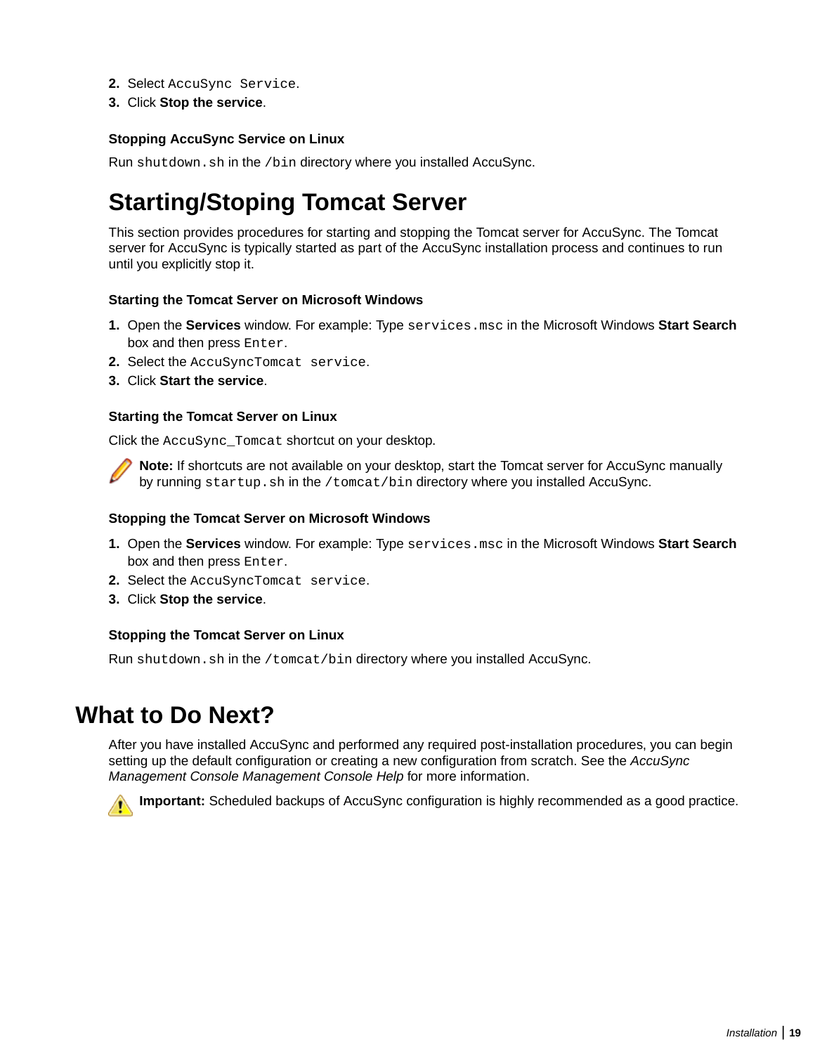2. Select `AccuSync Service`.
3. Click **Stop the service**.

#### Stopping AccuSync Service on Linux

Run `shutdown.sh` in the `/bin` directory where you installed AccuSync.

## Starting/Stoping Tomcat Server

This section provides procedures for starting and stopping the Tomcat server for AccuSync. The Tomcat server for AccuSync is typically started as part of the AccuSync installation process and continues to run until you explicitly stop it.

#### Starting the Tomcat Server on Microsoft Windows

1. Open the **Services** window. For example: Type `services.msc` in the Microsoft Windows **Start Search** box and then press `Enter`.
2. Select the `AccuSyncTomcat service`.
3. Click **Start the service**.

#### Starting the Tomcat Server on Linux

Click the `AccuSync_Tomcat` shortcut on your desktop.

**Note:** If shortcuts are not available on your desktop, start the Tomcat server for AccuSync manually by running `startup.sh` in the `/tomcat/bin` directory where you installed AccuSync.

#### Stopping the Tomcat Server on Microsoft Windows

1. Open the **Services** window. For example: Type `services.msc` in the Microsoft Windows **Start Search** box and then press `Enter`.
2. Select the `AccuSyncTomcat service`.
3. Click **Stop the service**.

#### Stopping the Tomcat Server on Linux

Run `shutdown.sh` in the `/tomcat/bin` directory where you installed AccuSync.

# What to Do Next?

After you have installed AccuSync and performed any required post-installation procedures, you can begin setting up the default configuration or creating a new configuration from scratch. See the *AccuSync Management Console Management Console Help* for more information.

**Important:** Scheduled backups of AccuSync configuration is highly recommended as a good practice.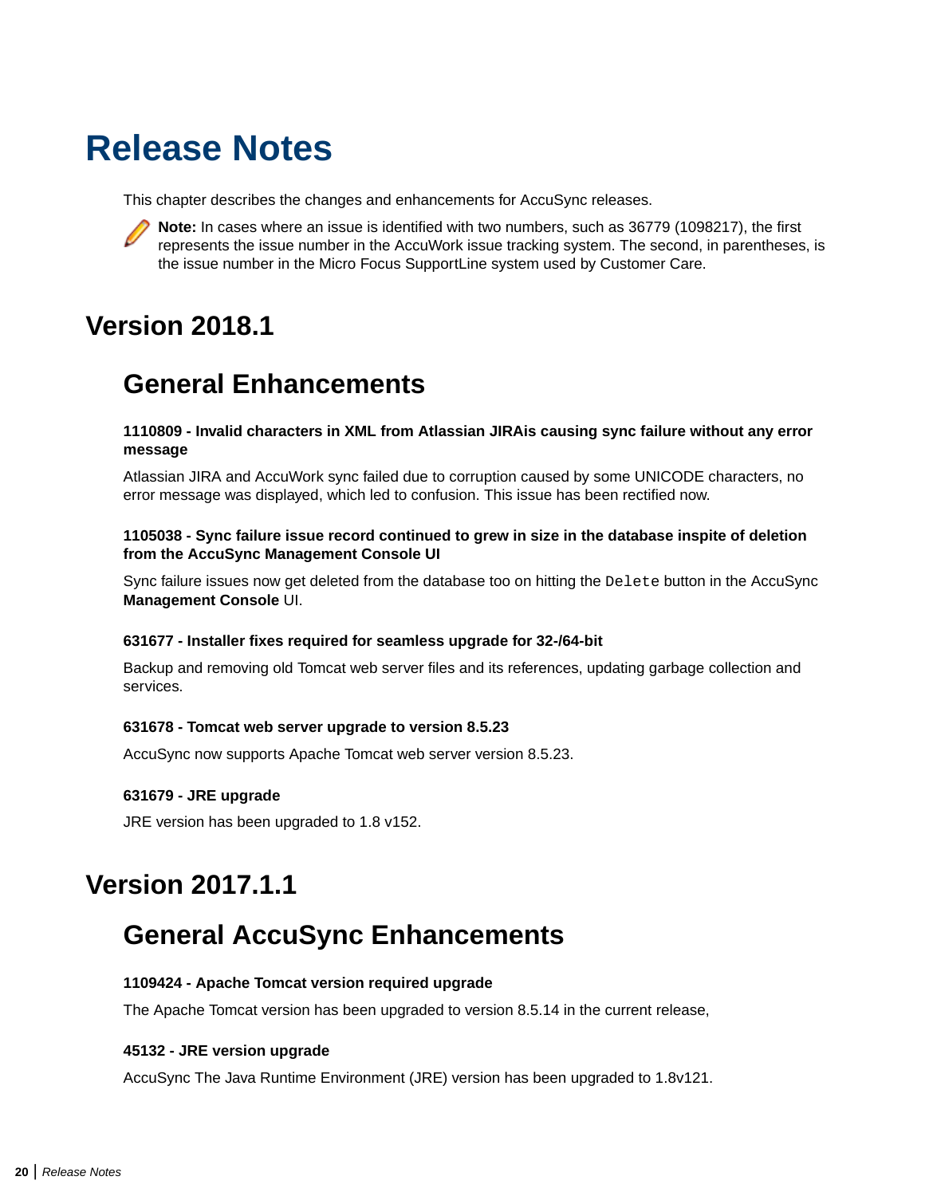# Release Notes

This chapter describes the changes and enhancements for AccuSync releases.

**Note:** In cases where an issue is identified with two numbers, such as 36779 (1098217), the first represents the issue number in the AccuWork issue tracking system. The second, in parentheses, is the issue number in the Micro Focus SupportLine system used by Customer Care.

## Version 2018.1

### General Enhancements

#### 1110809 - Invalid characters in XML from Atlassian JIRAis causing sync failure without any error message

Atlassian JIRA and AccuWork sync failed due to corruption caused by some UNICODE characters, no error message was displayed, which led to confusion. This issue has been rectified now.

#### 1105038 - Sync failure issue record continued to grew in size in the database inspite of deletion from the AccuSync Management Console UI

Sync failure issues now get deleted from the database too on hitting the `Delete` button in the AccuSync **Management Console** UI.

#### 631677 - Installer fixes required for seamless upgrade for 32-/64-bit

Backup and removing old Tomcat web server files and its references, updating garbage collection and services.

#### 631678 - Tomcat web server upgrade to version 8.5.23

AccuSync now supports Apache Tomcat web server version 8.5.23.

#### 631679 - JRE upgrade

JRE version has been upgraded to 1.8 v152.

## Version 2017.1.1

### General AccuSync Enhancements

#### 1109424 - Apache Tomcat version required upgrade

The Apache Tomcat version has been upgraded to version 8.5.14 in the current release,

#### 45132 - JRE version upgrade

AccuSync The Java Runtime Environment (JRE) version has been upgraded to 1.8v121.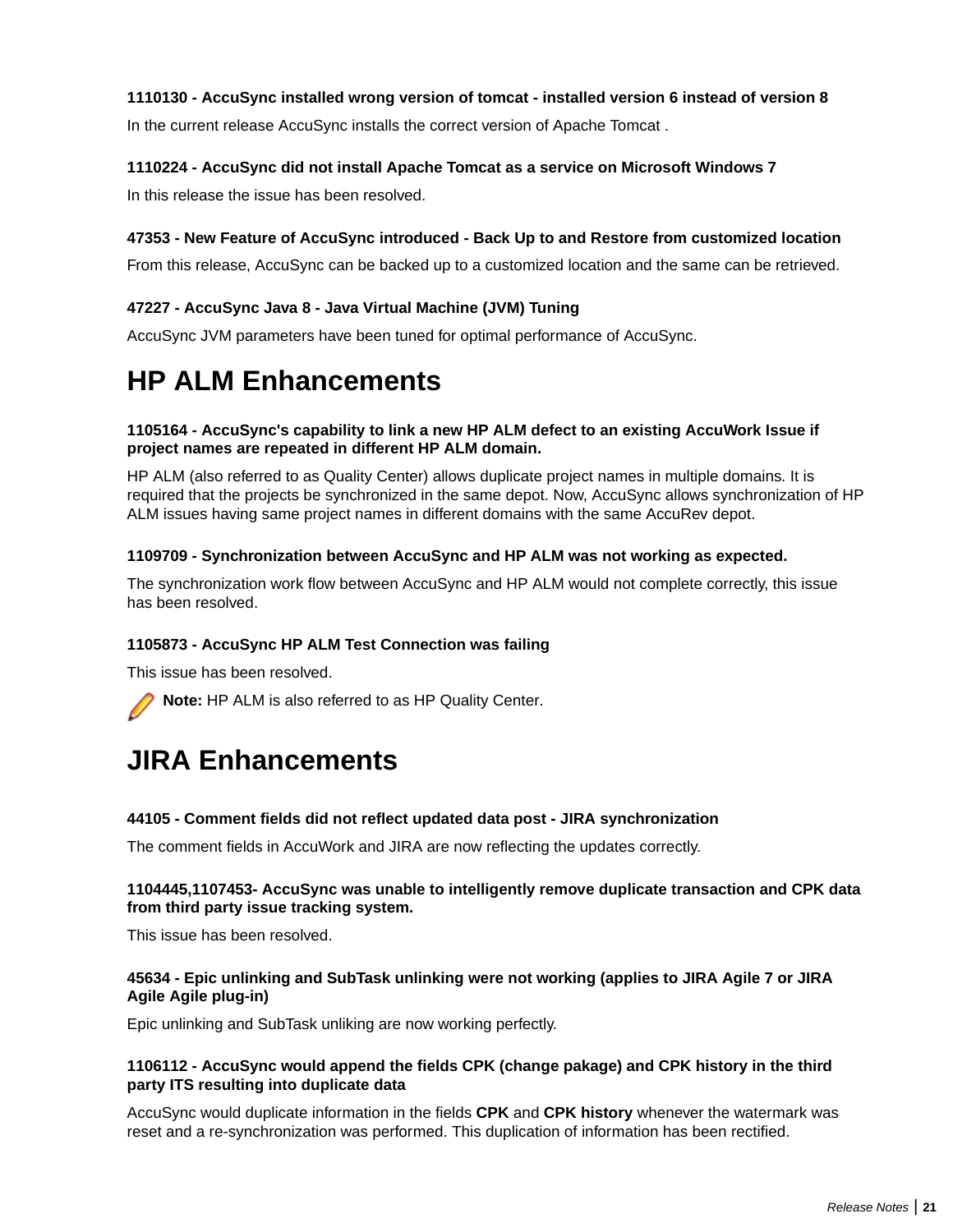**1110130 - AccuSync installed wrong version of tomcat - installed version 6 instead of version 8**

In the current release AccuSync installs the correct version of Apache Tomcat .

**1110224 - AccuSync did not install Apache Tomcat as a service on Microsoft Windows 7**

In this release the issue has been resolved.

**47353 - New Feature of AccuSync introduced - Back Up to and Restore from customized location**

From this release, AccuSync can be backed up to a customized location and the same can be retrieved.

**47227 - AccuSync Java 8 - Java Virtual Machine (JVM) Tuning**

AccuSync JVM parameters have been tuned for optimal performance of AccuSync.

# HP ALM Enhancements

**1105164 - AccuSync's capability to link a new HP ALM defect to an existing AccuWork Issue if project names are repeated in different HP ALM domain.**

HP ALM (also referred to as Quality Center) allows duplicate project names in multiple domains. It is required that the projects be synchronized in the same depot. Now, AccuSync allows synchronization of HP ALM issues having same project names in different domains with the same AccuRev depot.

**1109709 - Synchronization between AccuSync and HP ALM was not working as expected.**

The synchronization work flow between AccuSync and HP ALM would not complete correctly, this issue has been resolved.

**1105873 - AccuSync HP ALM Test Connection was failing**

This issue has been resolved.

**Note:** HP ALM is also referred to as HP Quality Center.

# JIRA Enhancements

**44105 - Comment fields did not reflect updated data post - JIRA synchronization**

The comment fields in AccuWork and JIRA are now reflecting the updates correctly.

**1104445,1107453- AccuSync was unable to intelligently remove duplicate transaction and CPK data from third party issue tracking system.**

This issue has been resolved.

**45634 - Epic unlinking and SubTask unlinking were not working (applies to JIRA Agile 7 or JIRA Agile Agile plug-in)**

Epic unlinking and SubTask unliking are now working perfectly.

**1106112 - AccuSync would append the fields CPK (change pakage) and CPK history in the third party ITS resulting into duplicate data**

AccuSync would duplicate information in the fields **CPK** and **CPK history** whenever the watermark was reset and a re-synchronization was performed. This duplication of information has been rectified.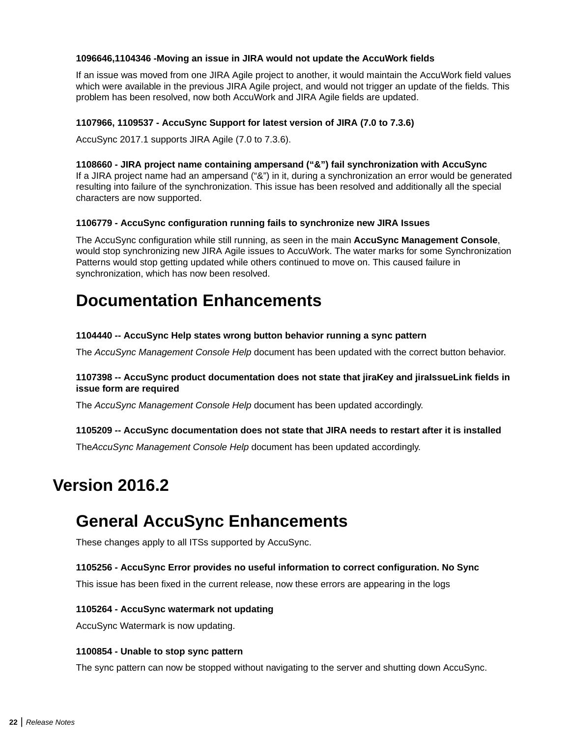**1096646,1104346 -Moving an issue in JIRA would not update the AccuWork fields**

If an issue was moved from one JIRA Agile project to another, it would maintain the AccuWork field values which were available in the previous JIRA Agile project, and would not trigger an update of the fields. This problem has been resolved, now both AccuWork and JIRA Agile fields are updated.

**1107966, 1109537 - AccuSync Support for latest version of JIRA (7.0 to 7.3.6)**

AccuSync 2017.1 supports JIRA Agile (7.0 to 7.3.6).

**1108660 - JIRA project name containing ampersand (“&”) fail synchronization with AccuSync**
If a JIRA project name had an ampersand (“&”) in it, during a synchronization an error would be generated resulting into failure of the synchronization. This issue has been resolved and additionally all the special characters are now supported.

**1106779 - AccuSync configuration running fails to synchronize new JIRA Issues**

The AccuSync configuration while still running, as seen in the main **AccuSync Management Console**, would stop synchronizing new JIRA Agile issues to AccuWork. The water marks for some Synchronization Patterns would stop getting updated while others continued to move on. This caused failure in synchronization, which has now been resolved.

## Documentation Enhancements

**1104440 -- AccuSync Help states wrong button behavior running a sync pattern**

The *AccuSync Management Console Help* document has been updated with the correct button behavior.

**1107398 -- AccuSync product documentation does not state that jiraKey and jiraIssueLink fields in issue form are required**

The *AccuSync Management Console Help* document has been updated accordingly.

**1105209 -- AccuSync documentation does not state that JIRA needs to restart after it is installed**

The*AccuSync Management Console Help* document has been updated accordingly.

# Version 2016.2

## General AccuSync Enhancements

These changes apply to all ITSs supported by AccuSync.

**1105256 - AccuSync Error provides no useful information to correct configuration. No Sync**

This issue has been fixed in the current release, now these errors are appearing in the logs

**1105264 - AccuSync watermark not updating**

AccuSync Watermark is now updating.

**1100854 - Unable to stop sync pattern**

The sync pattern can now be stopped without navigating to the server and shutting down AccuSync.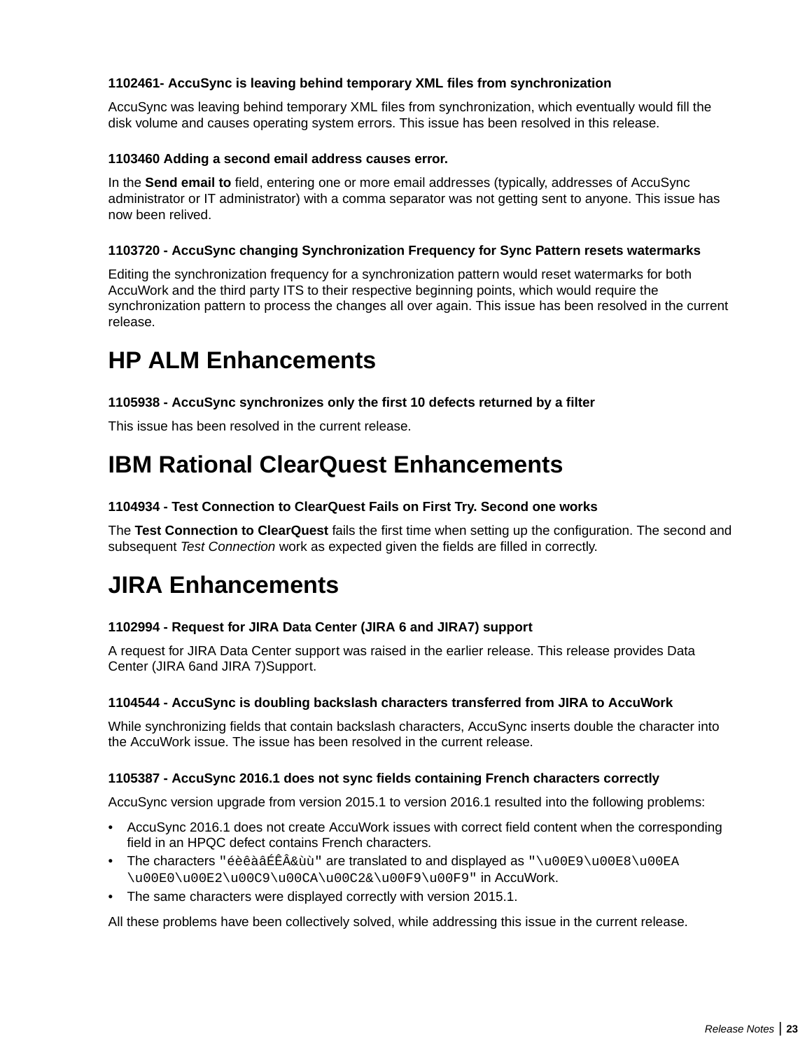#### 1102461- AccuSync is leaving behind temporary XML files from synchronization

AccuSync was leaving behind temporary XML files from synchronization, which eventually would fill the disk volume and causes operating system errors. This issue has been resolved in this release.

#### 1103460 Adding a second email address causes error.

In the **Send email to** field, entering one or more email addresses (typically, addresses of AccuSync administrator or IT administrator) with a comma separator was not getting sent to anyone. This issue has now been relived.

#### 1103720 - AccuSync changing Synchronization Frequency for Sync Pattern resets watermarks

Editing the synchronization frequency for a synchronization pattern would reset watermarks for both AccuWork and the third party ITS to their respective beginning points, which would require the synchronization pattern to process the changes all over again. This issue has been resolved in the current release.

## HP ALM Enhancements

#### 1105938 - AccuSync synchronizes only the first 10 defects returned by a filter

This issue has been resolved in the current release.

## IBM Rational ClearQuest Enhancements

#### 1104934 - Test Connection to ClearQuest Fails on First Try. Second one works

The **Test Connection to ClearQuest** fails the first time when setting up the configuration. The second and subsequent *Test Connection* work as expected given the fields are filled in correctly.

## JIRA Enhancements

#### 1102994 - Request for JIRA Data Center (JIRA 6 and JIRA7) support

A request for JIRA Data Center support was raised in the earlier release. This release provides Data Center (JIRA 6and JIRA 7)Support.

#### 1104544 - AccuSync is doubling backslash characters transferred from JIRA to AccuWork

While synchronizing fields that contain backslash characters, AccuSync inserts double the character into the AccuWork issue. The issue has been resolved in the current release.

#### 1105387 - AccuSync 2016.1 does not sync fields containing French characters correctly

AccuSync version upgrade from version 2015.1 to version 2016.1 resulted into the following problems:

- AccuSync 2016.1 does not create AccuWork issues with correct field content when the corresponding field in an HPQC defect contains French characters.
- The characters `"éèêàâÉÊÂ&ùù"` are translated to and displayed as `"\u00E9\u00E8\u00EA\u00E0\u00E2\u00C9\u00CA\u00C2&\u00F9\u00F9"` in AccuWork.
- The same characters were displayed correctly with version 2015.1.

All these problems have been collectively solved, while addressing this issue in the current release.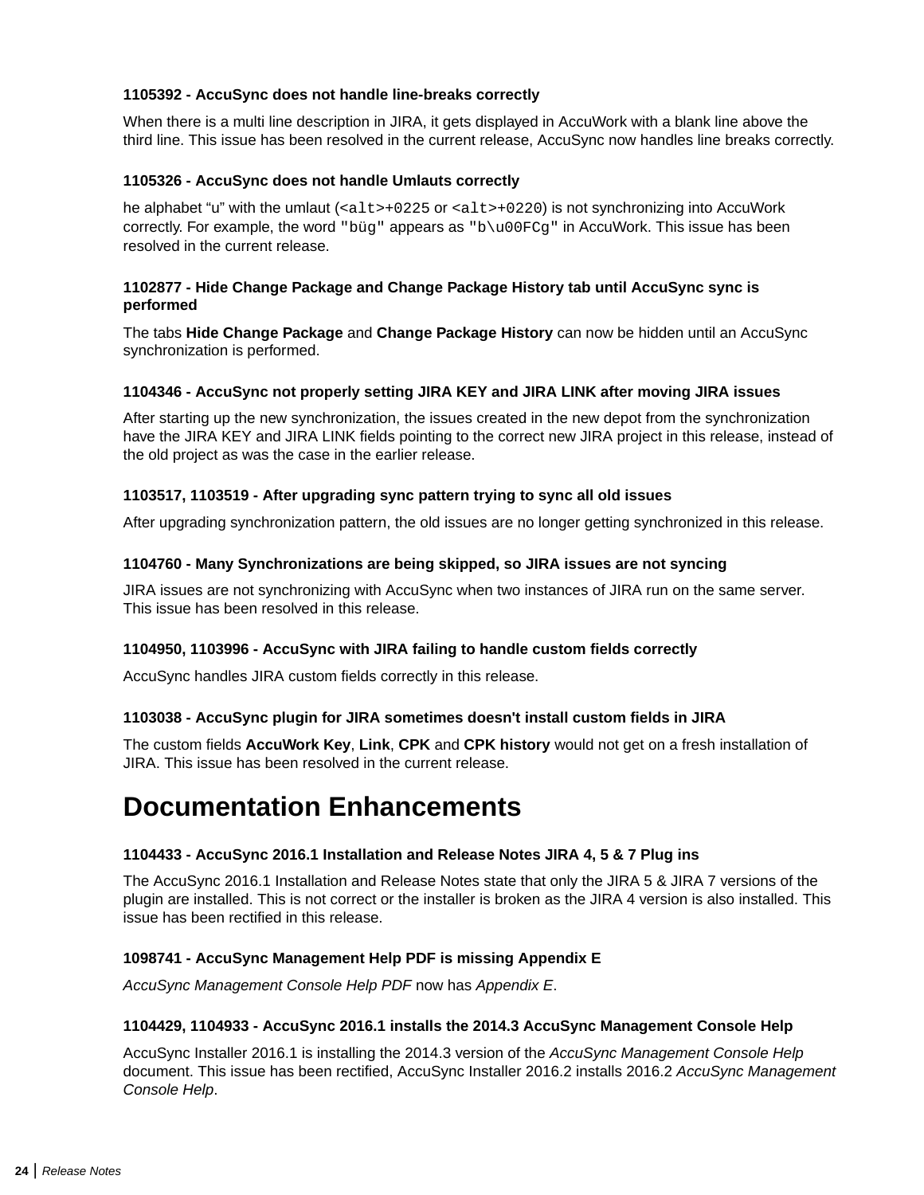#### 1105392 - AccuSync does not handle line-breaks correctly

When there is a multi line description in JIRA, it gets displayed in AccuWork with a blank line above the third line. This issue has been resolved in the current release, AccuSync now handles line breaks correctly.

#### 1105326 - AccuSync does not handle Umlauts correctly

he alphabet “u” with the umlaut (`<alt>+0225` or `<alt>+0220`) is not synchronizing into AccuWork correctly. For example, the word `"büg"` appears as `"b\u00FCg"` in AccuWork. This issue has been resolved in the current release.

#### 1102877 - Hide Change Package and Change Package History tab until AccuSync sync is performed

The tabs **Hide Change Package** and **Change Package History** can now be hidden until an AccuSync synchronization is performed.

#### 1104346 - AccuSync not properly setting JIRA KEY and JIRA LINK after moving JIRA issues

After starting up the new synchronization, the issues created in the new depot from the synchronization have the JIRA KEY and JIRA LINK fields pointing to the correct new JIRA project in this release, instead of the old project as was the case in the earlier release.

#### 1103517, 1103519 - After upgrading sync pattern trying to sync all old issues

After upgrading synchronization pattern, the old issues are no longer getting synchronized in this release.

#### 1104760 - Many Synchronizations are being skipped, so JIRA issues are not syncing

JIRA issues are not synchronizing with AccuSync when two instances of JIRA run on the same server. This issue has been resolved in this release.

#### 1104950, 1103996 - AccuSync with JIRA failing to handle custom fields correctly

AccuSync handles JIRA custom fields correctly in this release.

#### 1103038 - AccuSync plugin for JIRA sometimes doesn't install custom fields in JIRA

The custom fields **AccuWork Key**, **Link**, **CPK** and **CPK history** would not get on a fresh installation of JIRA. This issue has been resolved in the current release.

# Documentation Enhancements

#### 1104433 - AccuSync 2016.1 Installation and Release Notes JIRA 4, 5 & 7 Plug ins

The AccuSync 2016.1 Installation and Release Notes state that only the JIRA 5 & JIRA 7 versions of the plugin are installed. This is not correct or the installer is broken as the JIRA 4 version is also installed. This issue has been rectified in this release.

#### 1098741 - AccuSync Management Help PDF is missing Appendix E

*AccuSync Management Console Help PDF* now has *Appendix E*.

#### 1104429, 1104933 - AccuSync 2016.1 installs the 2014.3 AccuSync Management Console Help

AccuSync Installer 2016.1 is installing the 2014.3 version of the *AccuSync Management Console Help* document. This issue has been rectified, AccuSync Installer 2016.2 installs 2016.2 *AccuSync Management Console Help*.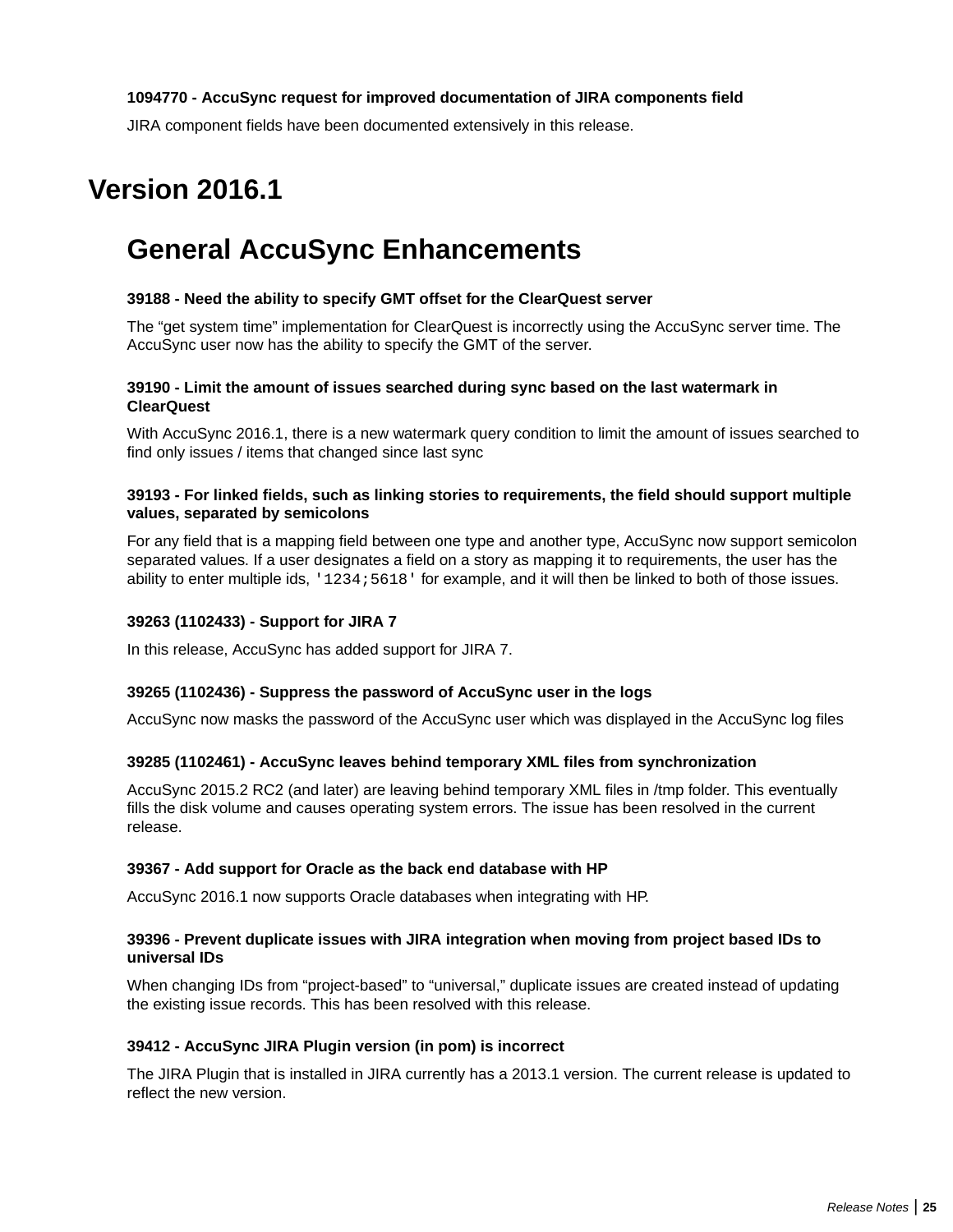**1094770 - AccuSync request for improved documentation of JIRA components field**

JIRA component fields have been documented extensively in this release.

# Version 2016.1

## General AccuSync Enhancements

**39188 - Need the ability to specify GMT offset for the ClearQuest server**

The “get system time” implementation for ClearQuest is incorrectly using the AccuSync server time. The AccuSync user now has the ability to specify the GMT of the server.

**39190 - Limit the amount of issues searched during sync based on the last watermark in ClearQuest**

With AccuSync 2016.1, there is a new watermark query condition to limit the amount of issues searched to find only issues / items that changed since last sync

**39193 - For linked fields, such as linking stories to requirements, the field should support multiple values, separated by semicolons**

For any field that is a mapping field between one type and another type, AccuSync now support semicolon separated values. If a user designates a field on a story as mapping it to requirements, the user has the ability to enter multiple ids, `'1234;5618'` for example, and it will then be linked to both of those issues.

**39263 (1102433) - Support for JIRA 7**

In this release, AccuSync has added support for JIRA 7.

**39265 (1102436) - Suppress the password of AccuSync user in the logs**

AccuSync now masks the password of the AccuSync user which was displayed in the AccuSync log files

**39285 (1102461) - AccuSync leaves behind temporary XML files from synchronization**

AccuSync 2015.2 RC2 (and later) are leaving behind temporary XML files in /tmp folder. This eventually fills the disk volume and causes operating system errors. The issue has been resolved in the current release.

**39367 - Add support for Oracle as the back end database with HP**

AccuSync 2016.1 now supports Oracle databases when integrating with HP.

**39396 - Prevent duplicate issues with JIRA integration when moving from project based IDs to universal IDs**

When changing IDs from “project-based” to “universal,” duplicate issues are created instead of updating the existing issue records. This has been resolved with this release.

**39412 - AccuSync JIRA Plugin version (in pom) is incorrect**

The JIRA Plugin that is installed in JIRA currently has a 2013.1 version. The current release is updated to reflect the new version.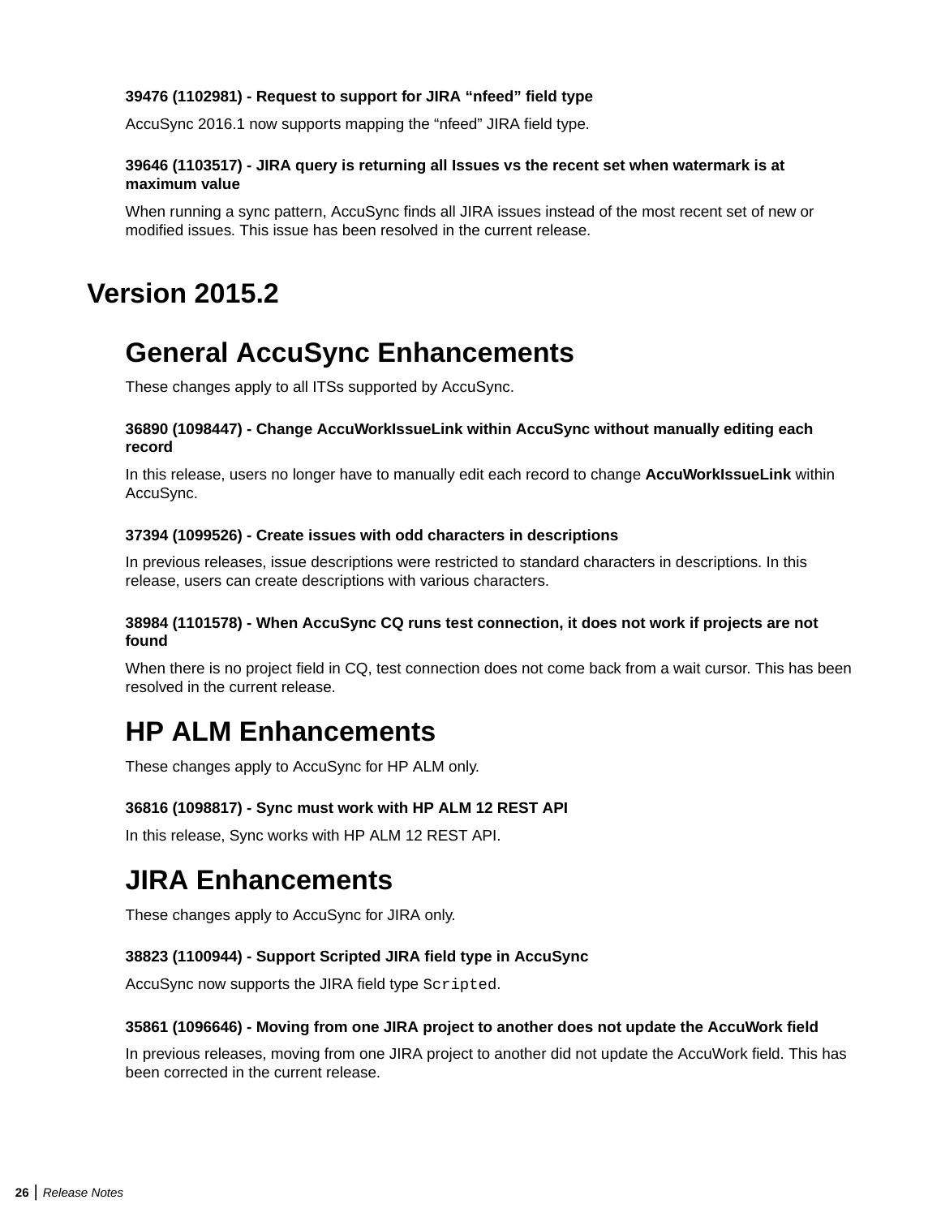#### 39476 (1102981) - Request to support for JIRA “nfeed” field type

AccuSync 2016.1 now supports mapping the “nfeed” JIRA field type.

#### 39646 (1103517) - JIRA query is returning all Issues vs the recent set when watermark is at maximum value

When running a sync pattern, AccuSync finds all JIRA issues instead of the most recent set of new or modified issues. This issue has been resolved in the current release.

# Version 2015.2

## General AccuSync Enhancements

These changes apply to all ITSs supported by AccuSync.

#### 36890 (1098447) - Change AccuWorkIssueLink within AccuSync without manually editing each record

In this release, users no longer have to manually edit each record to change **AccuWorkIssueLink** within AccuSync.

#### 37394 (1099526) - Create issues with odd characters in descriptions

In previous releases, issue descriptions were restricted to standard characters in descriptions. In this release, users can create descriptions with various characters.

#### 38984 (1101578) - When AccuSync CQ runs test connection, it does not work if projects are not found

When there is no project field in CQ, test connection does not come back from a wait cursor. This has been resolved in the current release.

## HP ALM Enhancements

These changes apply to AccuSync for HP ALM only.

#### 36816 (1098817) - Sync must work with HP ALM 12 REST API

In this release, Sync works with HP ALM 12 REST API.

## JIRA Enhancements

These changes apply to AccuSync for JIRA only.

#### 38823 (1100944) - Support Scripted JIRA field type in AccuSync

AccuSync now supports the JIRA field type `Scripted`.

#### 35861 (1096646) - Moving from one JIRA project to another does not update the AccuWork field

In previous releases, moving from one JIRA project to another did not update the AccuWork field. This has been corrected in the current release.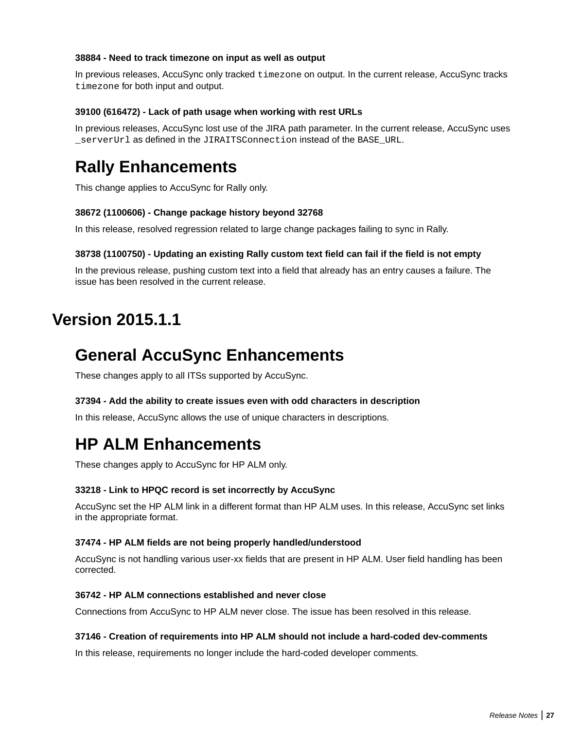#### 38884 - Need to track timezone on input as well as output

In previous releases, AccuSync only tracked `timezone` on output. In the current release, AccuSync tracks `timezone` for both input and output.

#### 39100 (616472) - Lack of path usage when working with rest URLs

In previous releases, AccuSync lost use of the JIRA path parameter. In the current release, AccuSync uses `_serverUrl` as defined in the `JIRAITSConnection` instead of the `BASE_URL`.

### Rally Enhancements

This change applies to AccuSync for Rally only.

#### 38672 (1100606) - Change package history beyond 32768

In this release, resolved regression related to large change packages failing to sync in Rally.

#### 38738 (1100750) - Updating an existing Rally custom text field can fail if the field is not empty

In the previous release, pushing custom text into a field that already has an entry causes a failure. The issue has been resolved in the current release.

## Version 2015.1.1

### General AccuSync Enhancements

These changes apply to all ITSs supported by AccuSync.

#### 37394 - Add the ability to create issues even with odd characters in description

In this release, AccuSync allows the use of unique characters in descriptions.

### HP ALM Enhancements

These changes apply to AccuSync for HP ALM only.

#### 33218 - Link to HPQC record is set incorrectly by AccuSync

AccuSync set the HP ALM link in a different format than HP ALM uses. In this release, AccuSync set links in the appropriate format.

#### 37474 - HP ALM fields are not being properly handled/understood

AccuSync is not handling various user-xx fields that are present in HP ALM. User field handling has been corrected.

#### 36742 - HP ALM connections established and never close

Connections from AccuSync to HP ALM never close. The issue has been resolved in this release.

#### 37146 - Creation of requirements into HP ALM should not include a hard-coded dev-comments

In this release, requirements no longer include the hard-coded developer comments.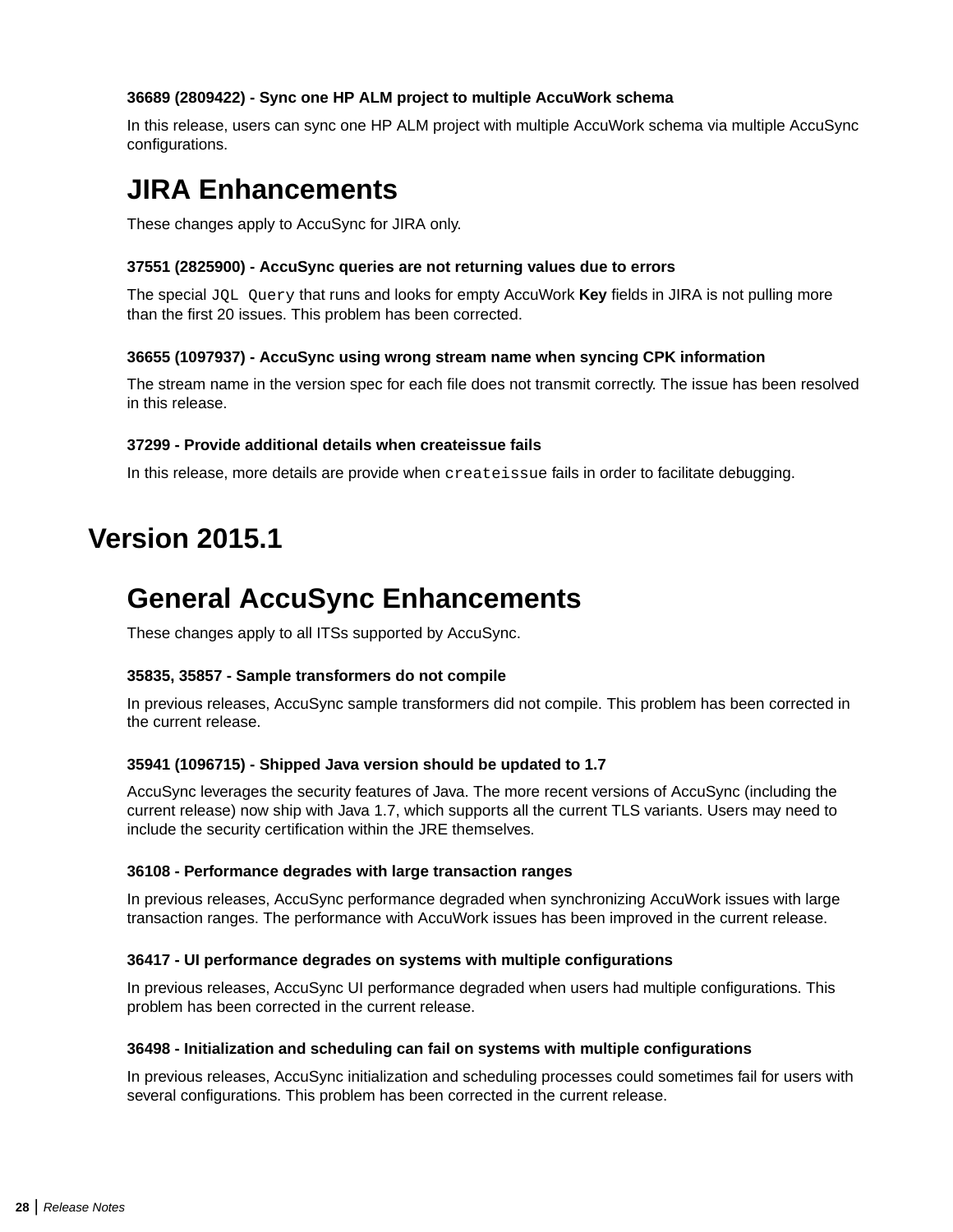#### 36689 (2809422) - Sync one HP ALM project to multiple AccuWork schema

In this release, users can sync one HP ALM project with multiple AccuWork schema via multiple AccuSync configurations.

### JIRA Enhancements

These changes apply to AccuSync for JIRA only.

#### 37551 (2825900) - AccuSync queries are not returning values due to errors

The special `JQL Query` that runs and looks for empty AccuWork **Key** fields in JIRA is not pulling more than the first 20 issues. This problem has been corrected.

#### 36655 (1097937) - AccuSync using wrong stream name when syncing CPK information

The stream name in the version spec for each file does not transmit correctly. The issue has been resolved in this release.

#### 37299 - Provide additional details when createissue fails

In this release, more details are provide when `createissue` fails in order to facilitate debugging.

## Version 2015.1

### General AccuSync Enhancements

These changes apply to all ITSs supported by AccuSync.

#### 35835, 35857 - Sample transformers do not compile

In previous releases, AccuSync sample transformers did not compile. This problem has been corrected in the current release.

#### 35941 (1096715) - Shipped Java version should be updated to 1.7

AccuSync leverages the security features of Java. The more recent versions of AccuSync (including the current release) now ship with Java 1.7, which supports all the current TLS variants. Users may need to include the security certification within the JRE themselves.

#### 36108 - Performance degrades with large transaction ranges

In previous releases, AccuSync performance degraded when synchronizing AccuWork issues with large transaction ranges. The performance with AccuWork issues has been improved in the current release.

#### 36417 - UI performance degrades on systems with multiple configurations

In previous releases, AccuSync UI performance degraded when users had multiple configurations. This problem has been corrected in the current release.

#### 36498 - Initialization and scheduling can fail on systems with multiple configurations

In previous releases, AccuSync initialization and scheduling processes could sometimes fail for users with several configurations. This problem has been corrected in the current release.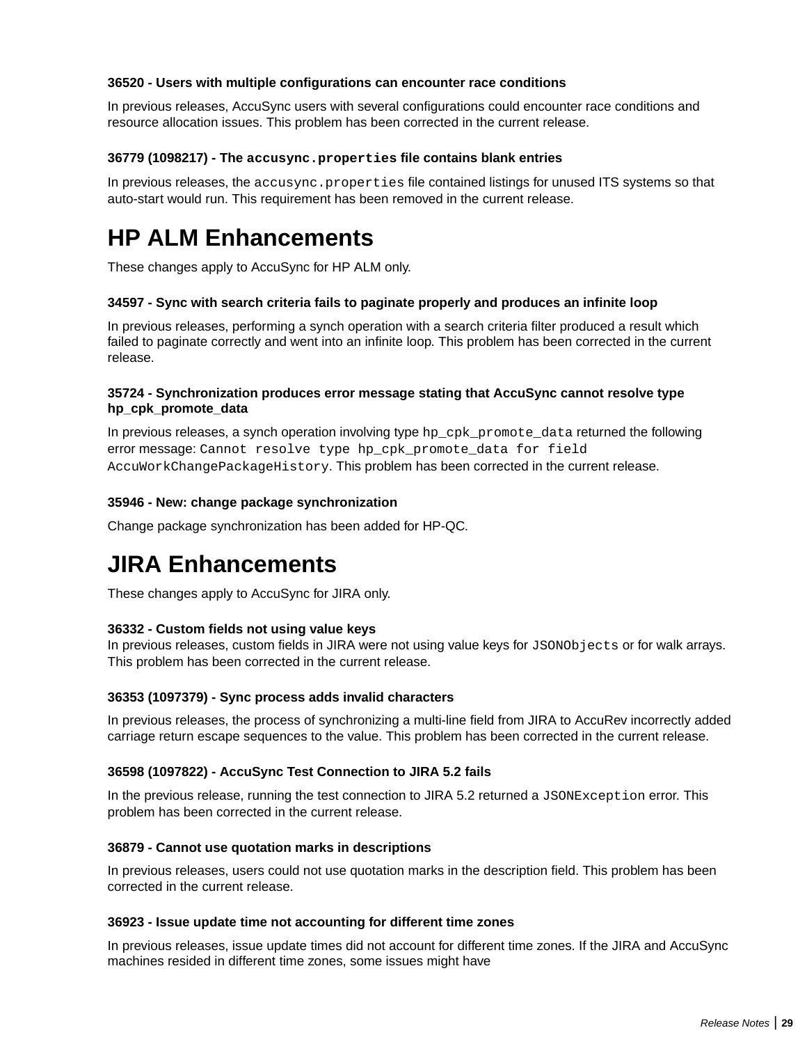**36520 - Users with multiple configurations can encounter race conditions**

In previous releases, AccuSync users with several configurations could encounter race conditions and resource allocation issues. This problem has been corrected in the current release.

**36779 (1098217) - The `accusync.properties` file contains blank entries**

In previous releases, the `accusync.properties` file contained listings for unused ITS systems so that auto-start would run. This requirement has been removed in the current release.

# HP ALM Enhancements

These changes apply to AccuSync for HP ALM only.

**34597 - Sync with search criteria fails to paginate properly and produces an infinite loop**

In previous releases, performing a synch operation with a search criteria filter produced a result which failed to paginate correctly and went into an infinite loop. This problem has been corrected in the current release.

**35724 - Synchronization produces error message stating that AccuSync cannot resolve type hp_cpk_promote_data**

In previous releases, a synch operation involving type `hp_cpk_promote_data` returned the following error message: `Cannot resolve type hp_cpk_promote_data for field AccuWorkChangePackageHistory`. This problem has been corrected in the current release.

**35946 - New: change package synchronization**

Change package synchronization has been added for HP-QC.

# JIRA Enhancements

These changes apply to AccuSync for JIRA only.

**36332 - Custom fields not using value keys**
In previous releases, custom fields in JIRA were not using value keys for `JSONObjects` or for walk arrays. This problem has been corrected in the current release.

**36353 (1097379) - Sync process adds invalid characters**

In previous releases, the process of synchronizing a multi-line field from JIRA to AccuRev incorrectly added carriage return escape sequences to the value. This problem has been corrected in the current release.

**36598 (1097822) - AccuSync Test Connection to JIRA 5.2 fails**

In the previous release, running the test connection to JIRA 5.2 returned a `JSONException` error. This problem has been corrected in the current release.

**36879 - Cannot use quotation marks in descriptions**

In previous releases, users could not use quotation marks in the description field. This problem has been corrected in the current release.

**36923 - Issue update time not accounting for different time zones**

In previous releases, issue update times did not account for different time zones. If the JIRA and AccuSync machines resided in different time zones, some issues might have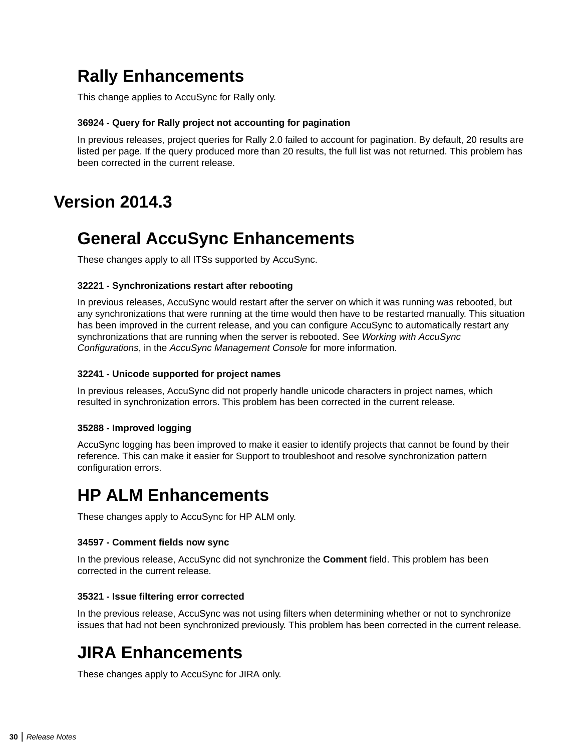## Rally Enhancements

This change applies to AccuSync for Rally only.

#### 36924 - Query for Rally project not accounting for pagination

In previous releases, project queries for Rally 2.0 failed to account for pagination. By default, 20 results are listed per page. If the query produced more than 20 results, the full list was not returned. This problem has been corrected in the current release.

# Version 2014.3

## General AccuSync Enhancements

These changes apply to all ITSs supported by AccuSync.

#### 32221 - Synchronizations restart after rebooting

In previous releases, AccuSync would restart after the server on which it was running was rebooted, but any synchronizations that were running at the time would then have to be restarted manually. This situation has been improved in the current release, and you can configure AccuSync to automatically restart any synchronizations that are running when the server is rebooted. See *Working with AccuSync Configurations*, in the *AccuSync Management Console* for more information.

#### 32241 - Unicode supported for project names

In previous releases, AccuSync did not properly handle unicode characters in project names, which resulted in synchronization errors. This problem has been corrected in the current release.

#### 35288 - Improved logging

AccuSync logging has been improved to make it easier to identify projects that cannot be found by their reference. This can make it easier for Support to troubleshoot and resolve synchronization pattern configuration errors.

## HP ALM Enhancements

These changes apply to AccuSync for HP ALM only.

#### 34597 - Comment fields now sync

In the previous release, AccuSync did not synchronize the **Comment** field. This problem has been corrected in the current release.

#### 35321 - Issue filtering error corrected

In the previous release, AccuSync was not using filters when determining whether or not to synchronize issues that had not been synchronized previously. This problem has been corrected in the current release.

## JIRA Enhancements

These changes apply to AccuSync for JIRA only.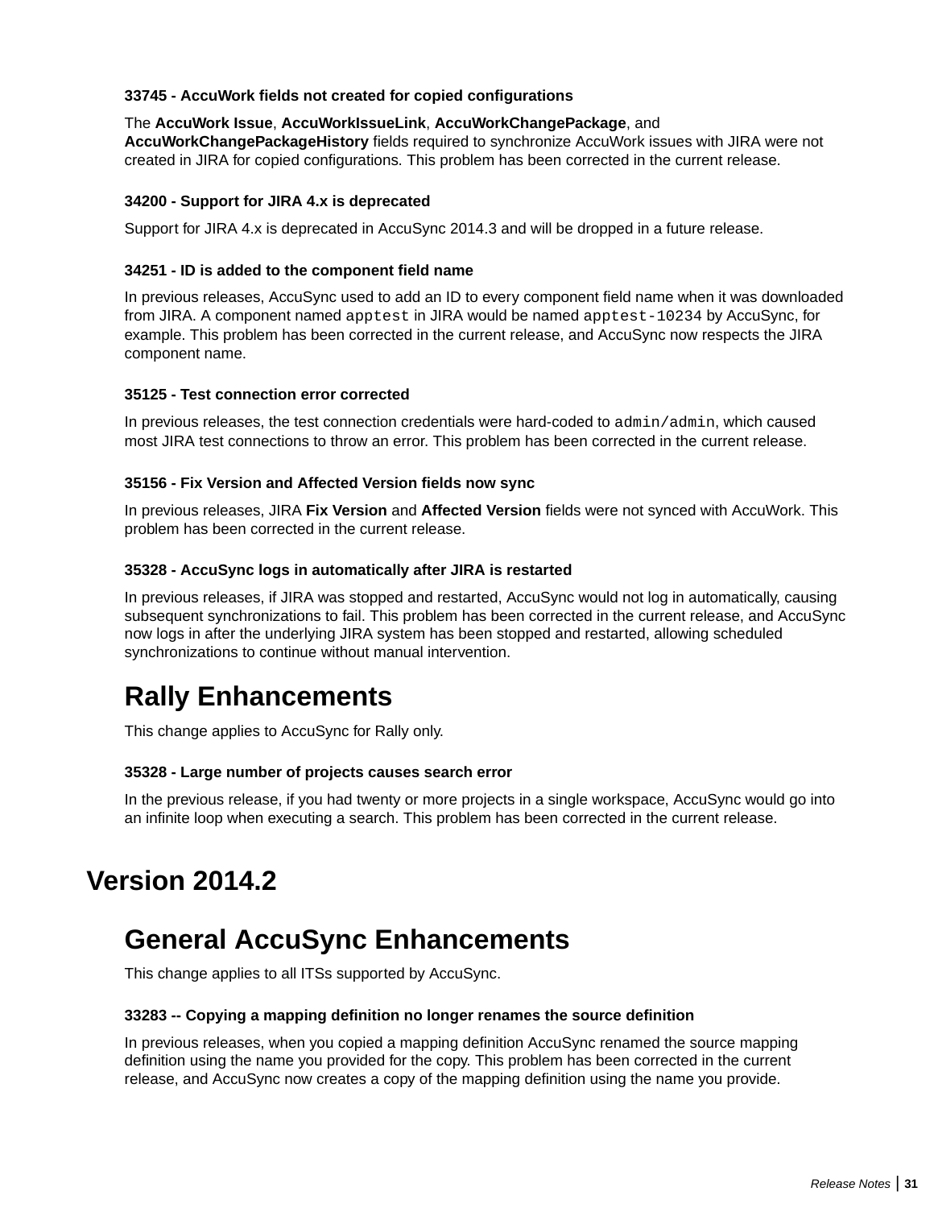#### 33745 - AccuWork fields not created for copied configurations

The **AccuWork Issue**, **AccuWorkIssueLink**, **AccuWorkChangePackage**, and **AccuWorkChangePackageHistory** fields required to synchronize AccuWork issues with JIRA were not created in JIRA for copied configurations. This problem has been corrected in the current release.

#### 34200 - Support for JIRA 4.x is deprecated

Support for JIRA 4.x is deprecated in AccuSync 2014.3 and will be dropped in a future release.

#### 34251 - ID is added to the component field name

In previous releases, AccuSync used to add an ID to every component field name when it was downloaded from JIRA. A component named `apptest` in JIRA would be named `apptest-10234` by AccuSync, for example. This problem has been corrected in the current release, and AccuSync now respects the JIRA component name.

#### 35125 - Test connection error corrected

In previous releases, the test connection credentials were hard-coded to `admin/admin`, which caused most JIRA test connections to throw an error. This problem has been corrected in the current release.

#### 35156 - Fix Version and Affected Version fields now sync

In previous releases, JIRA **Fix Version** and **Affected Version** fields were not synced with AccuWork. This problem has been corrected in the current release.

#### 35328 - AccuSync logs in automatically after JIRA is restarted

In previous releases, if JIRA was stopped and restarted, AccuSync would not log in automatically, causing subsequent synchronizations to fail. This problem has been corrected in the current release, and AccuSync now logs in after the underlying JIRA system has been stopped and restarted, allowing scheduled synchronizations to continue without manual intervention.

### Rally Enhancements

This change applies to AccuSync for Rally only.

#### 35328 - Large number of projects causes search error

In the previous release, if you had twenty or more projects in a single workspace, AccuSync would go into an infinite loop when executing a search. This problem has been corrected in the current release.

## Version 2014.2

### General AccuSync Enhancements

This change applies to all ITSs supported by AccuSync.

#### 33283 -- Copying a mapping definition no longer renames the source definition

In previous releases, when you copied a mapping definition AccuSync renamed the source mapping definition using the name you provided for the copy. This problem has been corrected in the current release, and AccuSync now creates a copy of the mapping definition using the name you provide.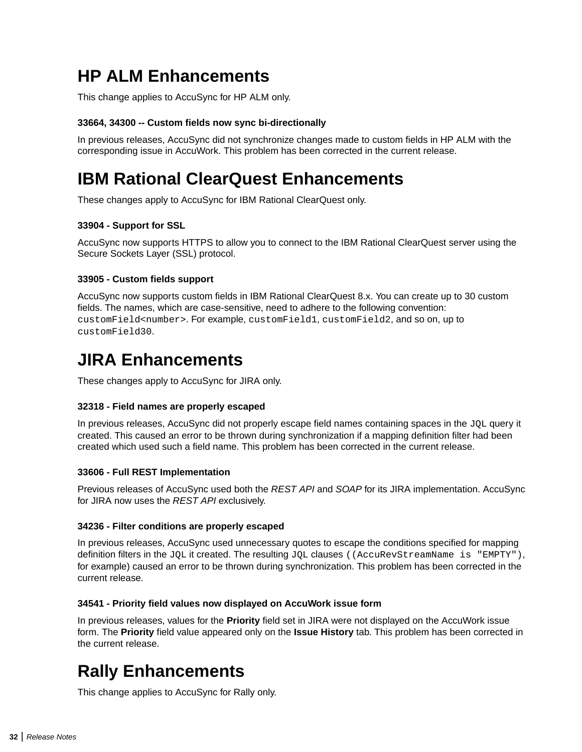# HP ALM Enhancements

This change applies to AccuSync for HP ALM only.

### 33664, 34300 -- Custom fields now sync bi-directionally

In previous releases, AccuSync did not synchronize changes made to custom fields in HP ALM with the corresponding issue in AccuWork. This problem has been corrected in the current release.

# IBM Rational ClearQuest Enhancements

These changes apply to AccuSync for IBM Rational ClearQuest only.

### 33904 - Support for SSL

AccuSync now supports HTTPS to allow you to connect to the IBM Rational ClearQuest server using the Secure Sockets Layer (SSL) protocol.

### 33905 - Custom fields support

AccuSync now supports custom fields in IBM Rational ClearQuest 8.x. You can create up to 30 custom fields. The names, which are case-sensitive, need to adhere to the following convention: `customField<number>`. For example, `customField1`, `customField2`, and so on, up to `customField30`.

# JIRA Enhancements

These changes apply to AccuSync for JIRA only.

### 32318 - Field names are properly escaped

In previous releases, AccuSync did not properly escape field names containing spaces in the `JQL` query it created. This caused an error to be thrown during synchronization if a mapping definition filter had been created which used such a field name. This problem has been corrected in the current release.

### 33606 - Full REST Implementation

Previous releases of AccuSync used both the *REST API* and *SOAP* for its JIRA implementation. AccuSync for JIRA now uses the *REST API* exclusively.

### 34236 - Filter conditions are properly escaped

In previous releases, AccuSync used unnecessary quotes to escape the conditions specified for mapping definition filters in the `JQL` it created. The resulting `JQL` clauses (`(AccuRevStreamName is "EMPTY")`, for example) caused an error to be thrown during synchronization. This problem has been corrected in the current release.

### 34541 - Priority field values now displayed on AccuWork issue form

In previous releases, values for the **Priority** field set in JIRA were not displayed on the AccuWork issue form. The **Priority** field value appeared only on the **Issue History** tab. This problem has been corrected in the current release.

# Rally Enhancements

This change applies to AccuSync for Rally only.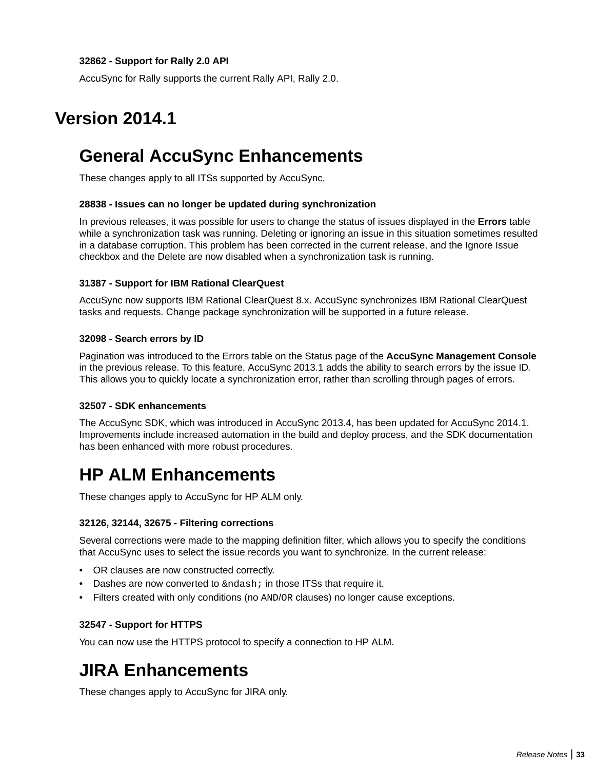#### 32862 - Support for Rally 2.0 API

AccuSync for Rally supports the current Rally API, Rally 2.0.

# Version 2014.1

## General AccuSync Enhancements

These changes apply to all ITSs supported by AccuSync.

#### 28838 - Issues can no longer be updated during synchronization

In previous releases, it was possible for users to change the status of issues displayed in the **Errors** table while a synchronization task was running. Deleting or ignoring an issue in this situation sometimes resulted in a database corruption. This problem has been corrected in the current release, and the Ignore Issue checkbox and the Delete are now disabled when a synchronization task is running.

#### 31387 - Support for IBM Rational ClearQuest

AccuSync now supports IBM Rational ClearQuest 8.x. AccuSync synchronizes IBM Rational ClearQuest tasks and requests. Change package synchronization will be supported in a future release.

#### 32098 - Search errors by ID

Pagination was introduced to the Errors table on the Status page of the **AccuSync Management Console** in the previous release. To this feature, AccuSync 2013.1 adds the ability to search errors by the issue ID. This allows you to quickly locate a synchronization error, rather than scrolling through pages of errors.

#### 32507 - SDK enhancements

The AccuSync SDK, which was introduced in AccuSync 2013.4, has been updated for AccuSync 2014.1. Improvements include increased automation in the build and deploy process, and the SDK documentation has been enhanced with more robust procedures.

## HP ALM Enhancements

These changes apply to AccuSync for HP ALM only.

#### 32126, 32144, 32675 - Filtering corrections

Several corrections were made to the mapping definition filter, which allows you to specify the conditions that AccuSync uses to select the issue records you want to synchronize. In the current release:

- OR clauses are now constructed correctly.
- Dashes are now converted to `&ndash;` in those ITSs that require it.
- Filters created with only conditions (no `AND`/`OR` clauses) no longer cause exceptions.

#### 32547 - Support for HTTPS

You can now use the HTTPS protocol to specify a connection to HP ALM.

## JIRA Enhancements

These changes apply to AccuSync for JIRA only.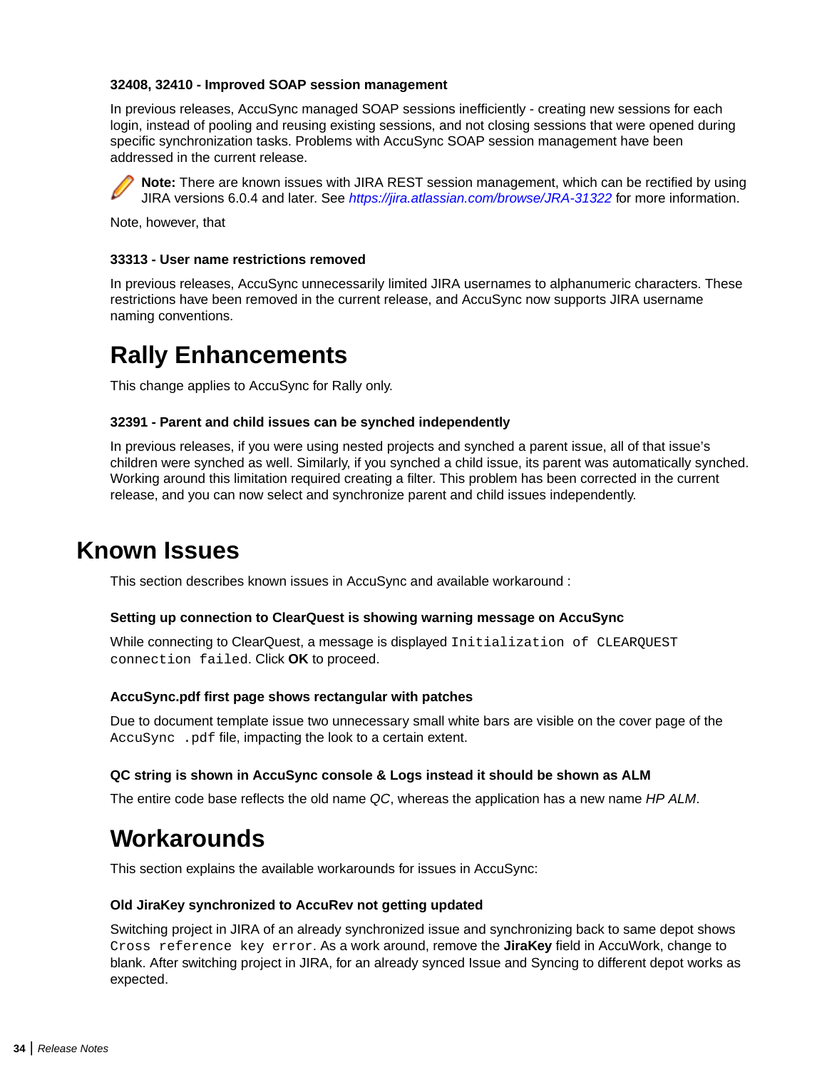### 32408, 32410 - Improved SOAP session management

In previous releases, AccuSync managed SOAP sessions inefficiently - creating new sessions for each login, instead of pooling and reusing existing sessions, and not closing sessions that were opened during specific synchronization tasks. Problems with AccuSync SOAP session management have been addressed in the current release.

**Note:** There are known issues with JIRA REST session management, which can be rectified by using JIRA versions 6.0.4 and later. See *https://jira.atlassian.com/browse/JRA-31322* for more information.

Note, however, that

### 33313 - User name restrictions removed

In previous releases, AccuSync unnecessarily limited JIRA usernames to alphanumeric characters. These restrictions have been removed in the current release, and AccuSync now supports JIRA username naming conventions.

## Rally Enhancements

This change applies to AccuSync for Rally only.

### 32391 - Parent and child issues can be synched independently

In previous releases, if you were using nested projects and synched a parent issue, all of that issue's children were synched as well. Similarly, if you synched a child issue, its parent was automatically synched. Working around this limitation required creating a filter. This problem has been corrected in the current release, and you can now select and synchronize parent and child issues independently.

# Known Issues

This section describes known issues in AccuSync and available workaround :

### Setting up connection to ClearQuest is showing warning message on AccuSync

While connecting to ClearQuest, a message is displayed `Initialization of CLEARQUEST connection failed`. Click **OK** to proceed.

### AccuSync.pdf first page shows rectangular with patches

Due to document template issue two unnecessary small white bars are visible on the cover page of the `AccuSync .pdf` file, impacting the look to a certain extent.

### QC string is shown in AccuSync console & Logs instead it should be shown as ALM

The entire code base reflects the old name *QC*, whereas the application has a new name *HP ALM*.

## Workarounds

This section explains the available workarounds for issues in AccuSync:

### Old JiraKey synchronized to AccuRev not getting updated

Switching project in JIRA of an already synchronized issue and synchronizing back to same depot shows `Cross reference key error`. As a work around, remove the **JiraKey** field in AccuWork, change to blank. After switching project in JIRA, for an already synced Issue and Syncing to different depot works as expected.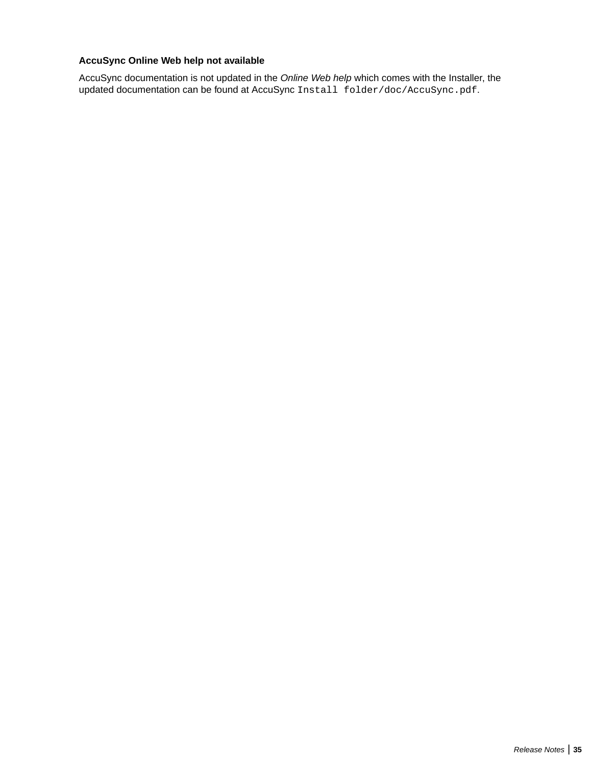**AccuSync Online Web help not available**

AccuSync documentation is not updated in the *Online Web help* which comes with the Installer, the updated documentation can be found at AccuSync `Install folder/doc/AccuSync.pdf`.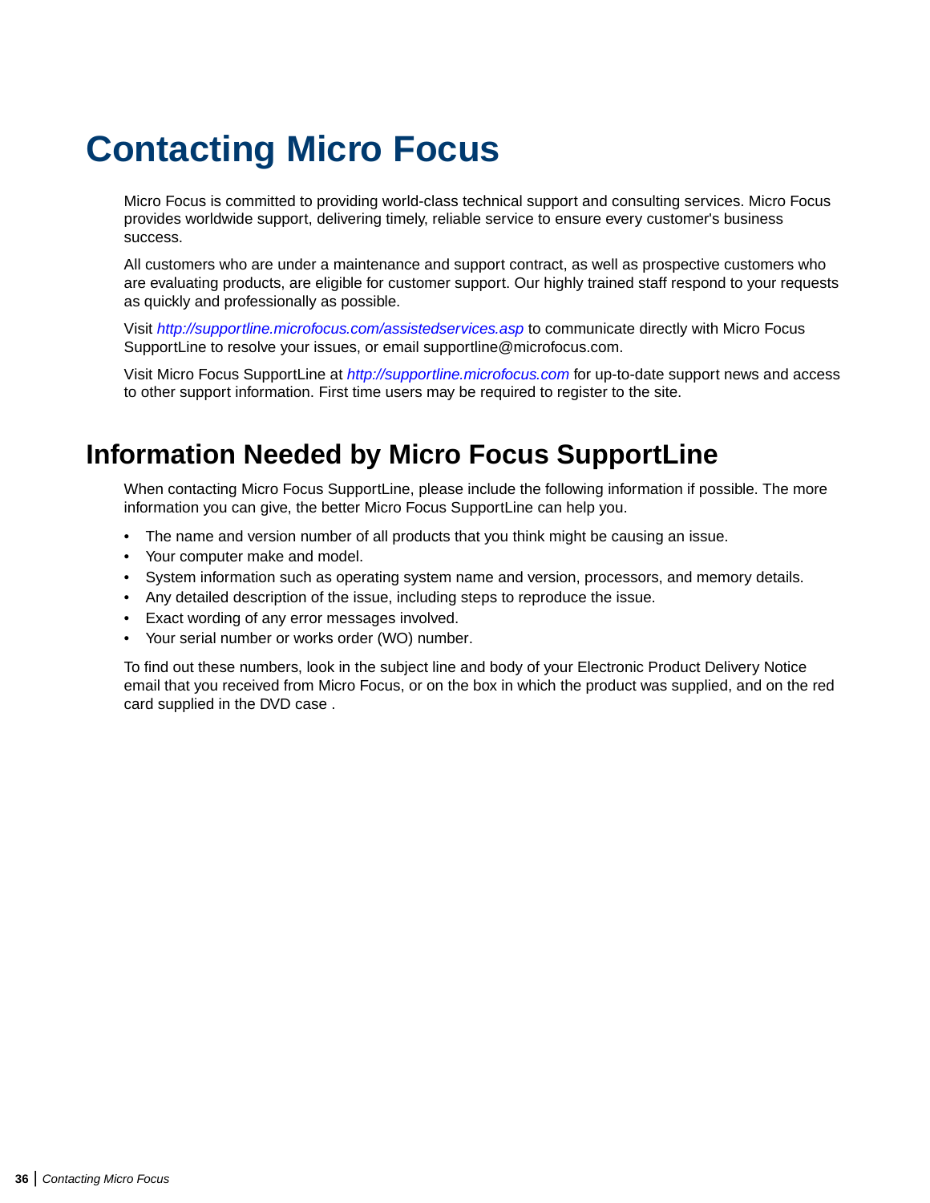# Contacting Micro Focus

Micro Focus is committed to providing world-class technical support and consulting services. Micro Focus provides worldwide support, delivering timely, reliable service to ensure every customer's business success.

All customers who are under a maintenance and support contract, as well as prospective customers who are evaluating products, are eligible for customer support. Our highly trained staff respond to your requests as quickly and professionally as possible.

Visit *http://supportline.microfocus.com/assistedservices.asp* to communicate directly with Micro Focus SupportLine to resolve your issues, or email supportline@microfocus.com.

Visit Micro Focus SupportLine at *http://supportline.microfocus.com* for up-to-date support news and access to other support information. First time users may be required to register to the site.

## Information Needed by Micro Focus SupportLine

When contacting Micro Focus SupportLine, please include the following information if possible. The more information you can give, the better Micro Focus SupportLine can help you.

- The name and version number of all products that you think might be causing an issue.
- Your computer make and model.
- System information such as operating system name and version, processors, and memory details.
- Any detailed description of the issue, including steps to reproduce the issue.
- Exact wording of any error messages involved.
- Your serial number or works order (WO) number.

To find out these numbers, look in the subject line and body of your Electronic Product Delivery Notice email that you received from Micro Focus, or on the box in which the product was supplied, and on the red card supplied in the DVD case .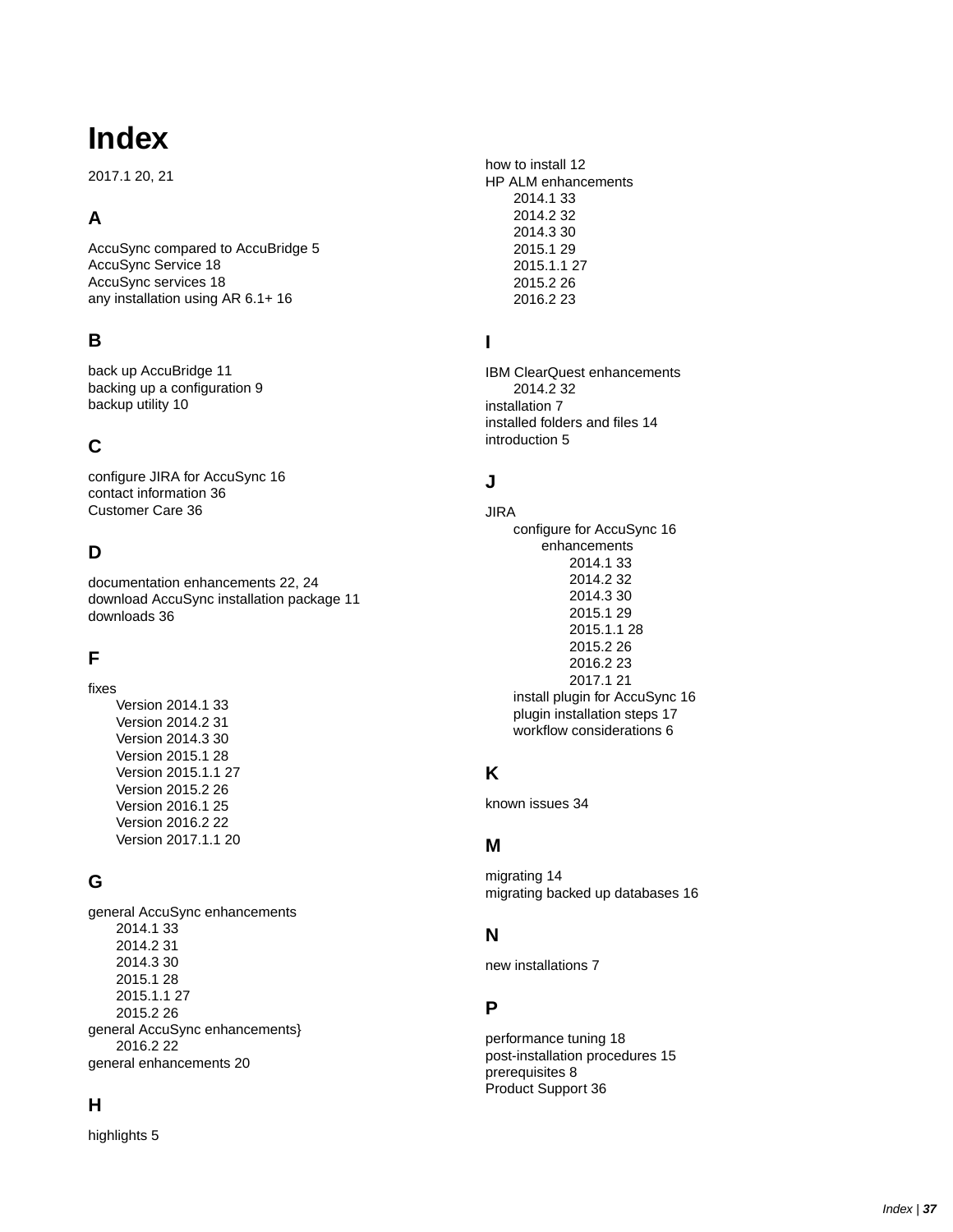# Index

2017.1 20, 21

## A

AccuSync compared to AccuBridge 5
AccuSync Service 18
AccuSync services 18
any installation using AR 6.1+ 16

## B

back up AccuBridge 11
backing up a configuration 9
backup utility 10

## C

configure JIRA for AccuSync 16
contact information 36
Customer Care 36

## D

documentation enhancements 22, 24
download AccuSync installation package 11
downloads 36

## F

fixes
- Version 2014.1 33
- Version 2014.2 31
- Version 2014.3 30
- Version 2015.1 28
- Version 2015.1.1 27
- Version 2015.2 26
- Version 2016.1 25
- Version 2016.2 22
- Version 2017.1.1 20

## G

general AccuSync enhancements
- 2014.1 33
- 2014.2 31
- 2014.3 30
- 2015.1 28
- 2015.1.1 27
- 2015.2 26

general AccuSync enhancements}
- 2016.2 22

general enhancements 20

## H

highlights 5
how to install 12
HP ALM enhancements
- 2014.1 33
- 2014.2 32
- 2014.3 30
- 2015.1 29
- 2015.1.1 27
- 2015.2 26
- 2016.2 23

## I

IBM ClearQuest enhancements
- 2014.2 32

installation 7
installed folders and files 14
introduction 5

## J

JIRA
- configure for AccuSync 16
  - enhancements
    - 2014.1 33
    - 2014.2 32
    - 2014.3 30
    - 2015.1 29
    - 2015.1.1 28
    - 2015.2 26
    - 2016.2 23
    - 2017.1 21
- install plugin for AccuSync 16
- plugin installation steps 17
- workflow considerations 6

## K

known issues 34

## M

migrating 14
migrating backed up databases 16

## N

new installations 7

## P

performance tuning 18
post-installation procedures 15
prerequisites 8
Product Support 36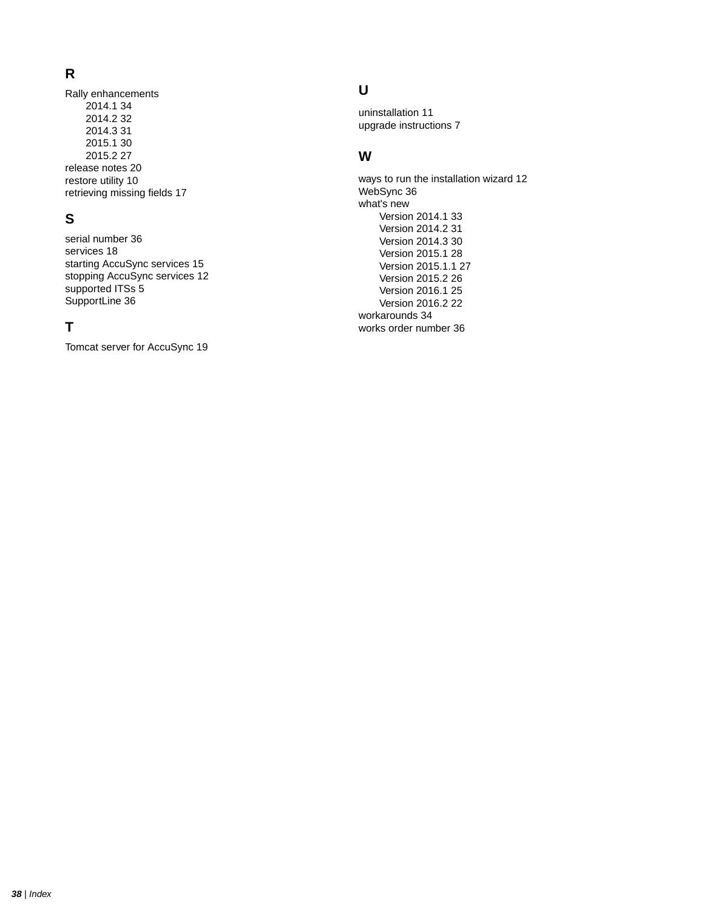## R

Rally enhancements
- 2014.1 34
- 2014.2 32
- 2014.3 31
- 2015.1 30
- 2015.2 27

release notes 20
restore utility 10
retrieving missing fields 17

## S

serial number 36
services 18
starting AccuSync services 15
stopping AccuSync services 12
supported ITSs 5
SupportLine 36

## T

Tomcat server for AccuSync 19

## U

uninstallation 11
upgrade instructions 7

## W

ways to run the installation wizard 12
WebSync 36
what's new
- Version 2014.1 33
- Version 2014.2 31
- Version 2014.3 30
- Version 2015.1 28
- Version 2015.1.1 27
- Version 2015.2 26
- Version 2016.1 25
- Version 2016.2 22

workarounds 34
works order number 36